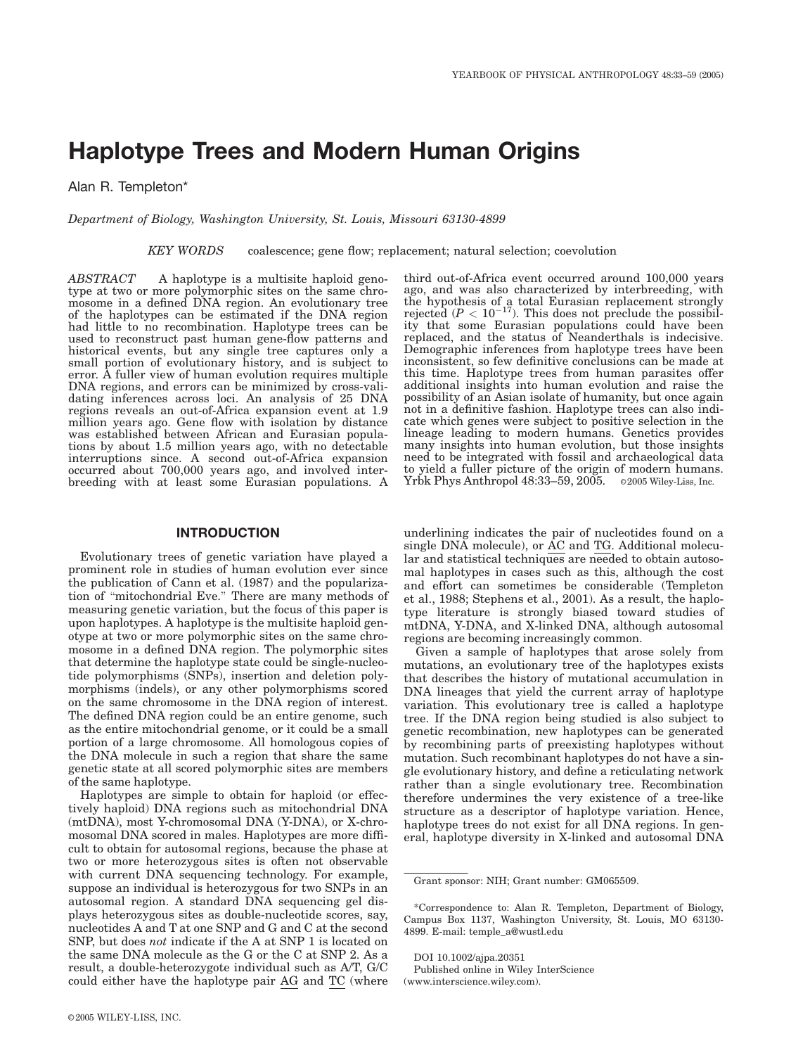# Haplotype Trees and Modern Human Origins

Alan R. Templeton*

*Department of Biology, Washington University, St. Louis, Missouri 63130-4899*

*KEY WORDS* coalescence; gene flow; replacement; natural selection; coevolution

*ABSTRACT* A haplotype is a multisite haploid genotype at two or more polymorphic sites on the same chromosome in a defined DNA region. An evolutionary tree of the haplotypes can be estimated if the DNA region had little to no recombination. Haplotype trees can be used to reconstruct past human gene-flow patterns and historical events, but any single tree captures only a small portion of evolutionary history, and is subject to error. A fuller view of human evolution requires multiple DNA regions, and errors can be minimized by cross-validating inferences across loci. An analysis of 25 DNA regions reveals an out-of-Africa expansion event at 1.9 million years ago. Gene flow with isolation by distance was established between African and Eurasian populations by about 1.5 million years ago, with no detectable interruptions since. A second out-of-Africa expansion occurred about 700,000 years ago, and involved interbreeding with at least some Eurasian populations. A third out-of-Africa event occurred around 100,000 years ago, and was also characterized by interbreeding, with the hypothesis of a total Eurasian replacement strongly rejected ($P < 10^{-17}$). This does not preclude the possibility that some Eurasian populations could have been replaced, and the status of Neanderthals is indecisive. Demographic inferences from haplotype trees have been inconsistent, so few definitive conclusions can be made at this time. Haplotype trees from human parasites offer additional insights into human evolution and raise the possibility of an Asian isolate of humanity, but once again not in a definitive fashion. Haplotype trees can also indicate which genes were subject to positive selection in the lineage leading to modern humans. Genetics provides many insights into human evolution, but those insights need to be integrated with fossil and archaeological data to yield a fuller picture of the origin of modern humans. Yrbk Phys Anthropol 48:33–59, 2005. ©2005 Wiley-Liss, Inc.

## INTRODUCTION

Evolutionary trees of genetic variation have played a prominent role in studies of human evolution ever since the publication of Cann et al. (1987) and the popularization of "mitochondrial Eve." There are many methods of measuring genetic variation, but the focus of this paper is upon haplotypes. A haplotype is the multisite haploid genotype at two or more polymorphic sites on the same chromosome in a defined DNA region. The polymorphic sites that determine the haplotype state could be single-nucleotide polymorphisms (SNPs), insertion and deletion polymorphisms (indels), or any other polymorphisms scored on the same chromosome in the DNA region of interest. The defined DNA region could be an entire genome, such as the entire mitochondrial genome, or it could be a small portion of a large chromosome. All homologous copies of the DNA molecule in such a region that share the same genetic state at all scored polymorphic sites are members of the same haplotype.

Haplotypes are simple to obtain for haploid (or effectively haploid) DNA regions such as mitochondrial DNA (mtDNA), most Y-chromosomal DNA (Y-DNA), or X-chromosomal DNA scored in males. Haplotypes are more difficult to obtain for autosomal regions, because the phase at two or more heterozygous sites is often not observable with current DNA sequencing technology. For example, suppose an individual is heterozygous for two SNPs in an autosomal region. A standard DNA sequencing gel displays heterozygous sites as double-nucleotide scores, say, nucleotides A and T at one SNP and G and C at the second SNP, but does *not* indicate if the A at SNP 1 is located on the same DNA molecule as the G or the C at SNP 2. As a result, a double-heterozygote individual such as A/T, G/C could either have the haplotype pair AG and TC (where underlining indicates the pair of nucleotides found on a single DNA molecule), or AC and TG. Additional molecular and statistical techniques are needed to obtain autosomal haplotypes in cases such as this, although the cost and effort can sometimes be considerable (Templeton et al., 1988; Stephens et al., 2001). As a result, the haplotype literature is strongly biased toward studies of mtDNA, Y-DNA, and X-linked DNA, although autosomal regions are becoming increasingly common.

Given a sample of haplotypes that arose solely from mutations, an evolutionary tree of the haplotypes exists that describes the history of mutational accumulation in DNA lineages that yield the current array of haplotype variation. This evolutionary tree is called a haplotype tree. If the DNA region being studied is also subject to genetic recombination, new haplotypes can be generated by recombining parts of preexisting haplotypes without mutation. Such recombinant haplotypes do not have a single evolutionary history, and define a reticulating network rather than a single evolutionary tree. Recombination therefore undermines the very existence of a tree-like structure as a descriptor of haplotype variation. Hence, haplotype trees do not exist for all DNA regions. In general, haplotype diversity in X-linked and autosomal DNA

---

Grant sponsor: NIH; Grant number: GM065509.

*Correspondence to: Alan R. Templeton, Department of Biology, Campus Box 1137, Washington University, St. Louis, MO 63130-4899. E-mail: temple_a@wustl.edu

DOI 10.1002/ajpa.20351
Published online in Wiley InterScience (www.interscience.wiley.com).

©2005 WILEY-LISS, INC.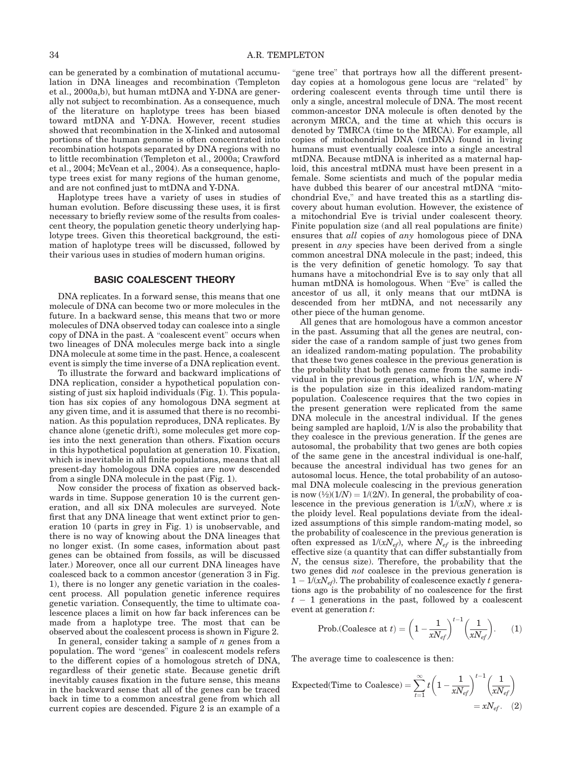can be generated by a combination of mutational accumulation in DNA lineages and recombination (Templeton et al., 2000a,b), but human mtDNA and Y-DNA are generally not subject to recombination. As a consequence, much of the literature on haplotype trees has been biased toward mtDNA and Y-DNA. However, recent studies showed that recombination in the X-linked and autosomal portions of the human genome is often concentrated into recombination hotspots separated by DNA regions with no to little recombination (Templeton et al., 2000a; Crawford et al., 2004; McVean et al., 2004). As a consequence, haplotype trees exist for many regions of the human genome, and are not confined just to mtDNA and Y-DNA.

Haplotype trees have a variety of uses in studies of human evolution. Before discussing these uses, it is first necessary to briefly review some of the results from coalescent theory, the population genetic theory underlying haplotype trees. Given this theoretical background, the estimation of haplotype trees will be discussed, followed by their various uses in studies of modern human origins.

## BASIC COALESCENT THEORY

DNA replicates. In a forward sense, this means that one molecule of DNA can become two or more molecules in the future. In a backward sense, this means that two or more molecules of DNA observed today can coalesce into a single copy of DNA in the past. A "coalescent event" occurs when two lineages of DNA molecules merge back into a single DNA molecule at some time in the past. Hence, a coalescent event is simply the time inverse of a DNA replication event.

To illustrate the forward and backward implications of DNA replication, consider a hypothetical population consisting of just six haploid individuals (Fig. 1). This population has six copies of any homologous DNA segment at any given time, and it is assumed that there is no recombination. As this population reproduces, DNA replicates. By chance alone (genetic drift), some molecules get more copies into the next generation than others. Fixation occurs in this hypothetical population at generation 10. Fixation, which is inevitable in all finite populations, means that all present-day homologous DNA copies are now descended from a single DNA molecule in the past (Fig. 1).

Now consider the process of fixation as observed backwards in time. Suppose generation 10 is the current generation, and all six DNA molecules are surveyed. Note first that any DNA lineage that went extinct prior to generation 10 (parts in grey in Fig. 1) is unobservable, and there is no way of knowing about the DNA lineages that no longer exist. (In some cases, information about past genes can be obtained from fossils, as will be discussed later.) Moreover, once all our current DNA lineages have coalesced back to a common ancestor (generation 3 in Fig. 1), there is no longer any genetic variation in the coalescent process. All population genetic inference requires genetic variation. Consequently, the time to ultimate coalescence places a limit on how far back inferences can be made from a haplotype tree. The most that can be observed about the coalescent process is shown in Figure 2.

In general, consider taking a sample of $n$ genes from a population. The word "genes" in coalescent models refers to the different copies of a homologous stretch of DNA, regardless of their genetic state. Because genetic drift inevitably causes fixation in the future sense, this means in the backward sense that all of the genes can be traced back in time to a common ancestral gene from which all current copies are descended. Figure 2 is an example of a "gene tree" that portrays how all the different present-day copies at a homologous gene locus are "related" by ordering coalescent events through time until there is only a single, ancestral molecule of DNA. The most recent common-ancestor DNA molecule is often denoted by the acronym MRCA, and the time at which this occurs is denoted by TMRCA (time to the MRCA). For example, all copies of mitochondrial DNA (mtDNA) found in living humans must eventually coalesce into a single ancestral mtDNA. Because mtDNA is inherited as a maternal haploid, this ancestral mtDNA must have been present in a female. Some scientists and much of the popular media have dubbed this bearer of our ancestral mtDNA "mitochondrial Eve," and have treated this as a startling discovery about human evolution. However, the existence of a mitochondrial Eve is trivial under coalescent theory. Finite population size (and all real populations are finite) ensures that *all* copies of *any* homologous piece of DNA present in *any* species have been derived from a single common ancestral DNA molecule in the past; indeed, this is the very definition of genetic homology. To say that humans have a mitochondrial Eve is to say only that all human mtDNA is homologous. When "Eve" is called the ancestor of us all, it only means that our mtDNA is descended from her mtDNA, and not necessarily any other piece of the human genome.

All genes that are homologous have a common ancestor in the past. Assuming that all the genes are neutral, consider the case of a random sample of just two genes from an idealized random-mating population. The probability that these two genes coalesce in the previous generation is the probability that both genes came from the same individual in the previous generation, which is $1/N$, where $N$ is the population size in this idealized random-mating population. Coalescence requires that the two copies in the present generation were replicated from the same DNA molecule in the ancestral individual. If the genes being sampled are haploid, $1/N$ is also the probability that they coalesce in the previous generation. If the genes are autosomal, the probability that two genes are both copies of the same gene in the ancestral individual is one-half, because the ancestral individual has two genes for an autosomal locus. Hence, the total probability of an autosomal DNA molecule coalescing in the previous generation is now $(\frac{1}{2})(1/N) = 1/(2N)$. In general, the probability of coalescence in the previous generation is $1/(xN)$, where $x$ is the ploidy level. Real populations deviate from the idealized assumptions of this simple random-mating model, so the probability of coalescence in the previous generation is often expressed as $1/(xN_{ef})$, where $N_{ef}$ is the inbreeding effective size (a quantity that can differ substantially from $N$, the census size). Therefore, the probability that the two genes did *not* coalesce in the previous generation is $1 - 1/(xN_{ef})$. The probability of coalescence exactly $t$ generations ago is the probability of no coalescence for the first $t - 1$ generations in the past, followed by a coalescent event at generation $t$:

$$\text{Prob.(Coalesce at } t) = \left(1 - \frac{1}{xN_{ef}}\right)^{t-1}\left(\frac{1}{xN_{ef}}\right). \quad (1)$$

The average time to coalescence is then:

$$\text{Expected(Time to Coalesce)} = \sum_{t=1}^{\infty} t\left(1 - \frac{1}{xN_{ef}}\right)^{t-1}\left(\frac{1}{xN_{ef}}\right) = xN_{ef}. \quad (2)$$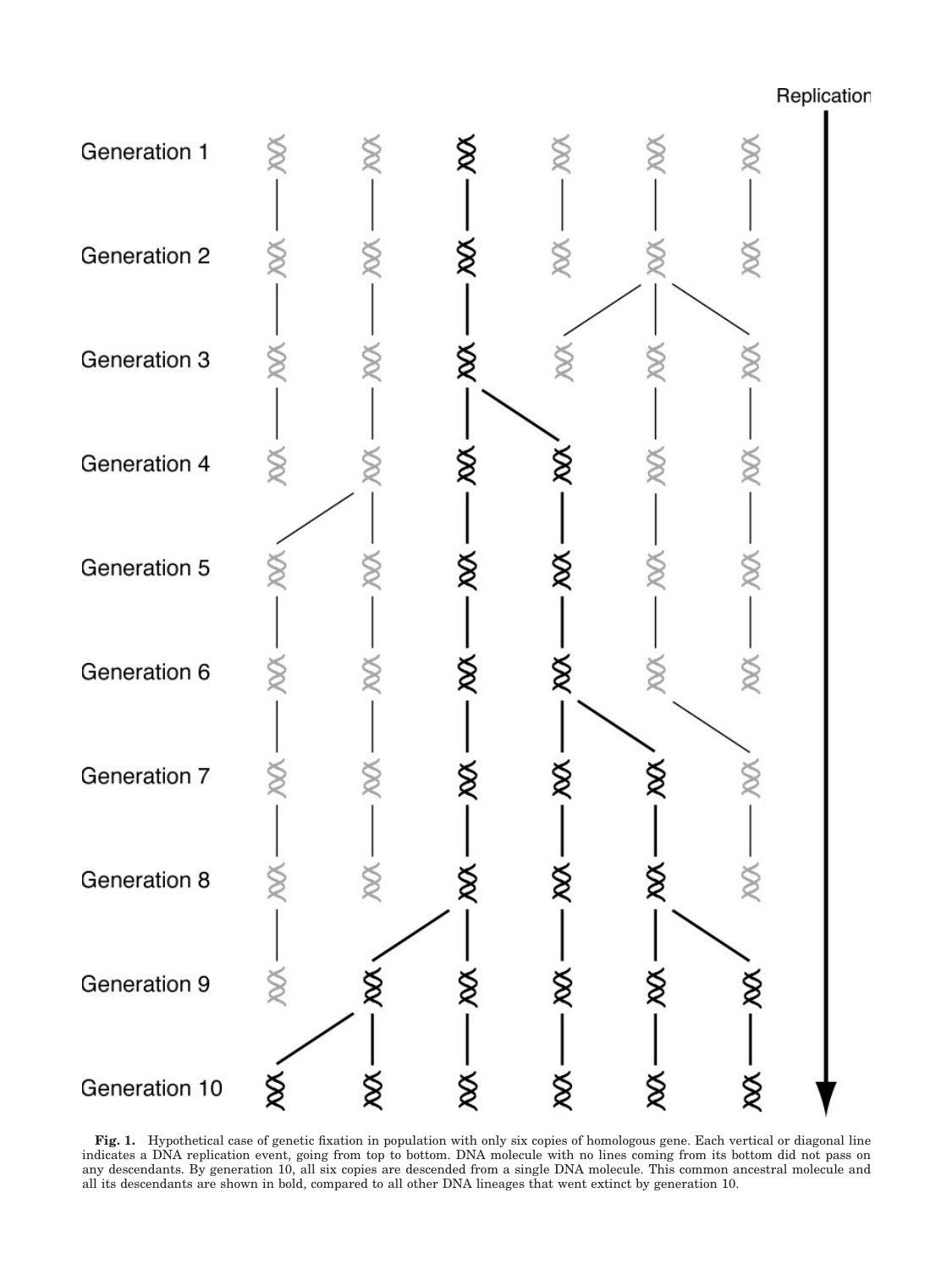**Fig. 1.** Hypothetical case of genetic fixation in population with only six copies of homologous gene. Each vertical or diagonal line indicates a DNA replication event, going from top to bottom. DNA molecule with no lines coming from its bottom did not pass on any descendants. By generation 10, all six copies are descended from a single DNA molecule. This common ancestral molecule and all its descendants are shown in bold, compared to all other DNA lineages that went extinct by generation 10.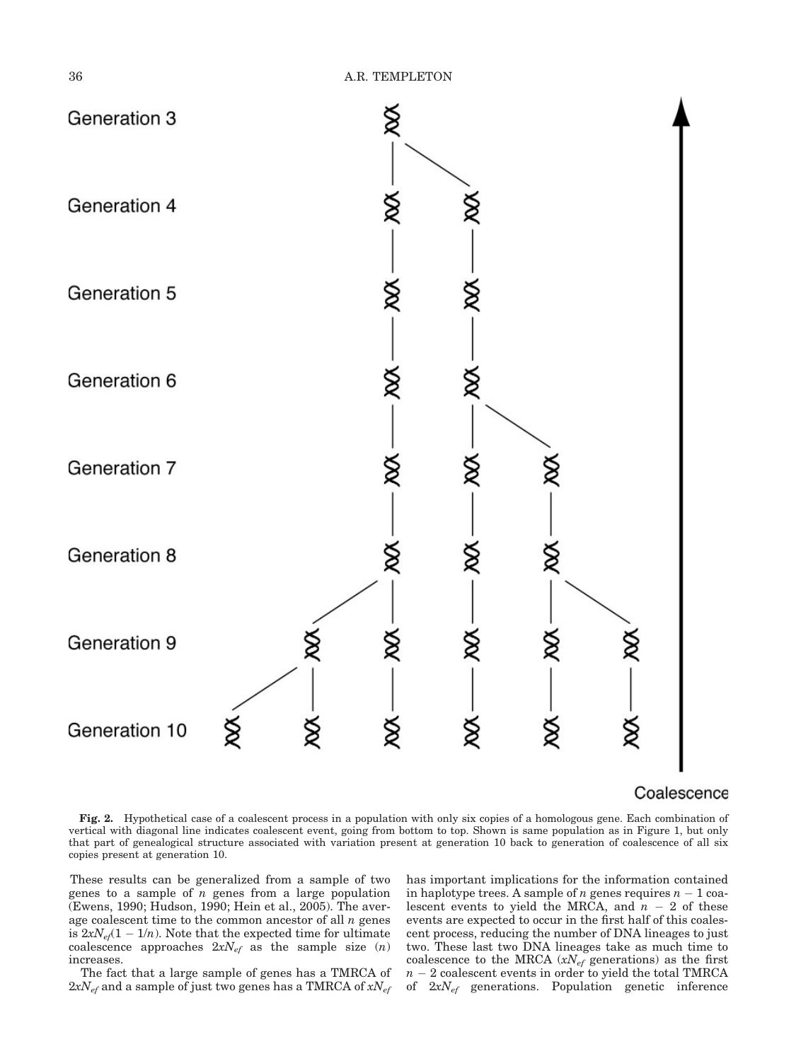**Fig. 2.** Hypothetical case of a coalescent process in a population with only six copies of a homologous gene. Each combination of vertical with diagonal line indicates coalescent event, going from bottom to top. Shown is same population as in Figure 1, but only that part of genealogical structure associated with variation present at generation 10 back to generation of coalescence of all six copies present at generation 10.

These results can be generalized from a sample of two genes to a sample of $n$ genes from a large population (Ewens, 1990; Hudson, 1990; Hein et al., 2005). The average coalescent time to the common ancestor of all $n$ genes is $2xN_{ef}(1 - 1/n)$. Note that the expected time for ultimate coalescence approaches $2xN_{ef}$ as the sample size ($n$) increases.

The fact that a large sample of genes has a TMRCA of $2xN_{ef}$ and a sample of just two genes has a TMRCA of $xN_{ef}$ has important implications for the information contained in haplotype trees. A sample of $n$ genes requires $n - 1$ coalescent events to yield the MRCA, and $n - 2$ of these events are expected to occur in the first half of this coalescent process, reducing the number of DNA lineages to just two. These last two DNA lineages take as much time to coalescence to the MRCA ($xN_{ef}$ generations) as the first $n - 2$ coalescent events in order to yield the total TMRCA of $2xN_{ef}$ generations. Population genetic inference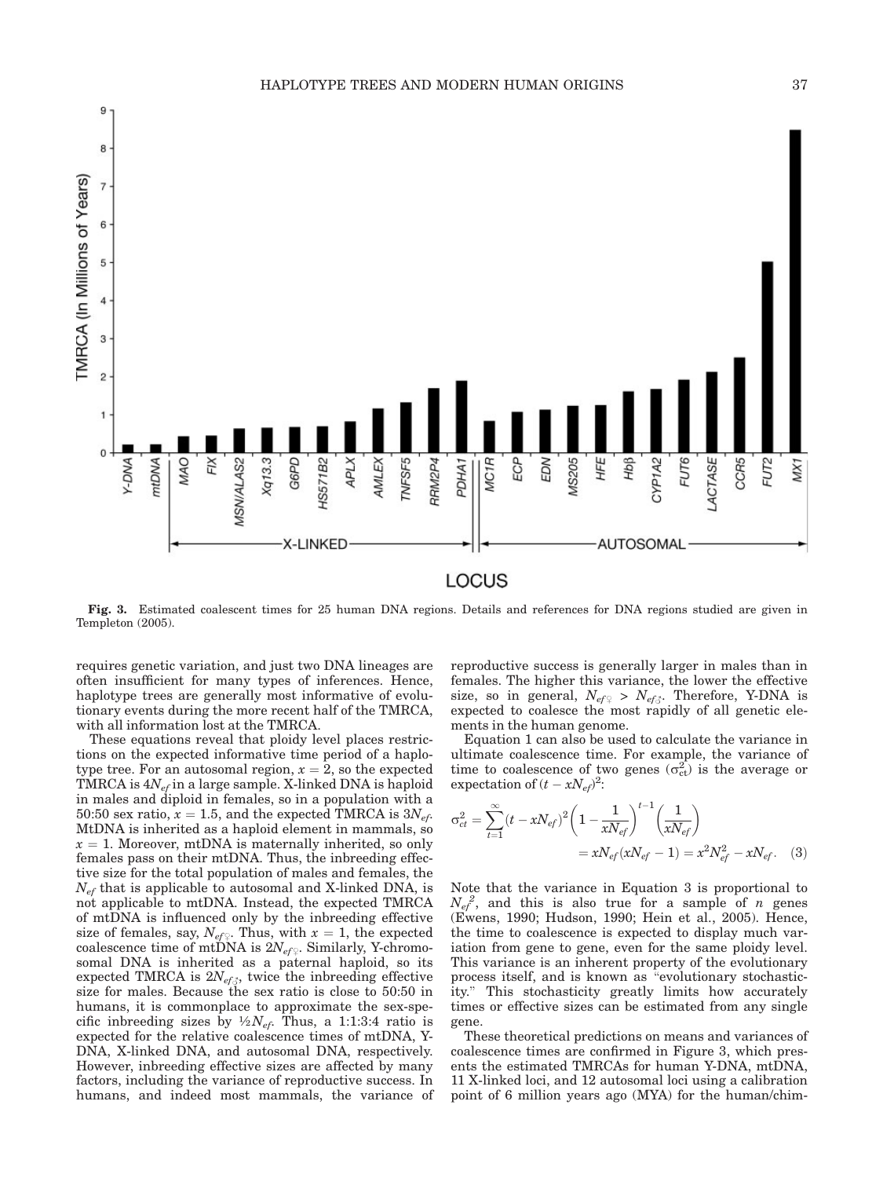**Fig. 3.** Estimated coalescent times for 25 human DNA regions. Details and references for DNA regions studied are given in Templeton (2005).

requires genetic variation, and just two DNA lineages are often insufficient for many types of inferences. Hence, haplotype trees are generally most informative of evolutionary events during the more recent half of the TMRCA, with all information lost at the TMRCA.

These equations reveal that ploidy level places restrictions on the expected informative time period of a haplotype tree. For an autosomal region, $x = 2$, so the expected TMRCA is $4N_{ef}$ in a large sample. X-linked DNA is haploid in males and diploid in females, so in a population with a 50:50 sex ratio, $x = 1.5$, and the expected TMRCA is $3N_{ef}$. MtDNA is inherited as a haploid element in mammals, so $x = 1$. Moreover, mtDNA is maternally inherited, so only females pass on their mtDNA. Thus, the inbreeding effective size for the total population of males and females, the $N_{ef}$ that is applicable to autosomal and X-linked DNA, is not applicable to mtDNA. Instead, the expected TMRCA of mtDNA is influenced only by the inbreeding effective size of females, say, $N_{ef♀}$. Thus, with $x = 1$, the expected coalescence time of mtDNA is $2N_{ef♀}$. Similarly, Y-chromosomal DNA is inherited as a paternal haploid, so its expected TMRCA is $2N_{ef♂}$, twice the inbreeding effective size for males. Because the sex ratio is close to 50:50 in humans, it is commonplace to approximate the sex-specific inbreeding sizes by $\frac{1}{2}N_{ef}$. Thus, a 1:1:3:4 ratio is expected for the relative coalescence times of mtDNA, Y-DNA, X-linked DNA, and autosomal DNA, respectively. However, inbreeding effective sizes are affected by many factors, including the variance of reproductive success. In humans, and indeed most mammals, the variance of reproductive success is generally larger in males than in females. The higher this variance, the lower the effective size, so in general, $N_{ef♀} > N_{ef♂}$. Therefore, Y-DNA is expected to coalesce the most rapidly of all genetic elements in the human genome.

Equation 1 can also be used to calculate the variance in ultimate coalescence time. For example, the variance of time to coalescence of two genes ($\sigma^2_{ct}$) is the average or expectation of $(t - xN_{ef})^2$:

$$\sigma^2_{ct} = \sum_{t=1}^{\infty}(t - xN_{ef})^2\left(1 - \frac{1}{xN_{ef}}\right)^{t-1}\left(\frac{1}{xN_{ef}}\right) = xN_{ef}(xN_{ef} - 1) = x^2N^2_{ef} - xN_{ef}. \quad (3)$$

Note that the variance in Equation 3 is proportional to $N_{ef}^2$, and this is also true for a sample of $n$ genes (Ewens, 1990; Hudson, 1990; Hein et al., 2005). Hence, the time to coalescence is expected to display much variation from gene to gene, even for the same ploidy level. This variance is an inherent property of the evolutionary process itself, and is known as "evolutionary stochasticity." This stochasticity greatly limits how accurately times or effective sizes can be estimated from any single gene.

These theoretical predictions on means and variances of coalescence times are confirmed in Figure 3, which presents the estimated TMRCAs for human Y-DNA, mtDNA, 11 X-linked loci, and 12 autosomal loci using a calibration point of 6 million years ago (MYA) for the human/chim-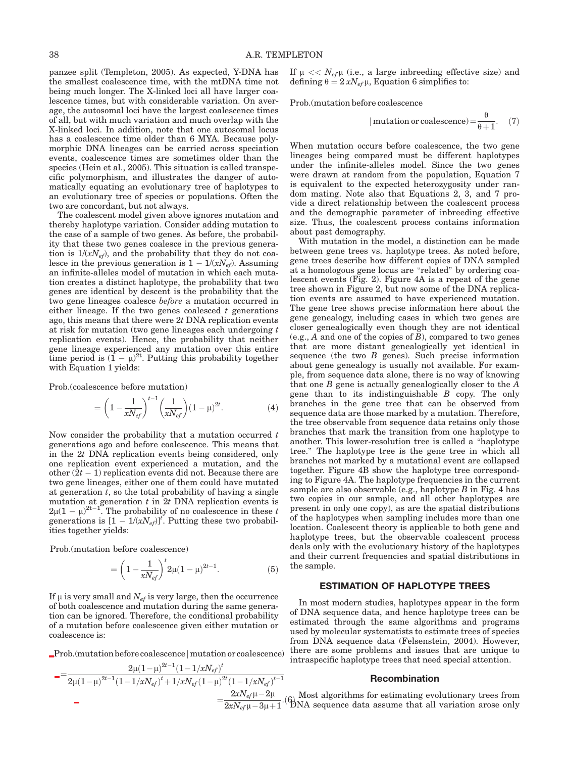panzee split (Templeton, 2005). As expected, Y-DNA has the smallest coalescence time, with the mtDNA time not being much longer. The X-linked loci all have larger coalescence times, but with considerable variation. On average, the autosomal loci have the largest coalescence times of all, but with much variation and much overlap with the X-linked loci. In addition, note that one autosomal locus has a coalescence time older than 6 MYA. Because polymorphic DNA lineages can be carried across speciation events, coalescence times are sometimes older than the species (Hein et al., 2005). This situation is called transpecific polymorphism, and illustrates the danger of automatically equating an evolutionary tree of haplotypes to an evolutionary tree of species or populations. Often the two are concordant, but not always.

The coalescent model given above ignores mutation and thereby haplotype variation. Consider adding mutation to the case of a sample of two genes. As before, the probability that these two genes coalesce in the previous generation is $1/(xN_{ef})$, and the probability that they do not coalesce in the previous generation is $1 - 1/(xN_{ef})$. Assuming an infinite-alleles model of mutation in which each mutation creates a distinct haplotype, the probability that two genes are identical by descent is the probability that the two gene lineages coalesce *before* a mutation occurred in either lineage. If the two genes coalesced $t$ generations ago, this means that there were $2t$ DNA replication events at risk for mutation (two gene lineages each undergoing $t$ replication events). Hence, the probability that neither gene lineage experienced any mutation over this entire time period is $(1 - \mu)^{2t}$. Putting this probability together with Equation 1 yields:

$$\text{Prob.(coalescence before mutation)} = \left(1 - \frac{1}{xN_{ef}}\right)^{t-1}\left(\frac{1}{xN_{ef}}\right)(1-\mu)^{2t}. \quad (4)$$

Now consider the probability that a mutation occurred $t$ generations ago and before coalescence. This means that in the $2t$ DNA replication events being considered, only one replication event experienced a mutation, and the other $(2t - 1)$ replication events did not. Because there are two gene lineages, either one of them could have mutated at generation $t$, so the total probability of having a single mutation at generation $t$ in $2t$ DNA replication events is $2\mu(1 - \mu)^{2t-1}$. The probability of no coalescence in these $t$ generations is $[1 - 1/(xN_{ef})]^t$. Putting these two probabilities together yields:

$$\text{Prob.(mutation before coalescence)} = \left(1 - \frac{1}{xN_{ef}}\right)^{t} 2\mu(1-\mu)^{2t-1}. \quad (5)$$

If $\mu$ is very small and $N_{ef}$ is very large, then the occurrence of both coalescence and mutation during the same generation can be ignored. Therefore, the conditional probability of a mutation before coalescence given either mutation or coalescence is:

$$\text{Prob.(mutation before coalescence | mutation or coalescence)} = \frac{2\mu(1-\mu)^{2t-1}(1-1/xN_{ef})^t}{2\mu(1-\mu)^{2t-1}(1-1/xN_{ef})^t + 1/xN_{ef}(1-\mu)^{2t}(1-1/xN_{ef})^{t-1}} = \frac{2xN_{ef}\mu - 2\mu}{2xN_{ef}\mu - 3\mu + 1}. \quad (6)$$

If $\mu << N_{ef}\mu$ (i.e., a large inbreeding effective size) and defining $\theta = 2xN_{ef}\mu$, Equation 6 simplifies to:

$$\text{Prob.(mutation before coalescence | mutation or coalescence)} = \frac{\theta}{\theta + 1}. \quad (7)$$

When mutation occurs before coalescence, the two gene lineages being compared must be different haplotypes under the infinite-alleles model. Since the two genes were drawn at random from the population, Equation 7 is equivalent to the expected heterozygosity under random mating. Note also that Equations 2, 3, and 7 provide a direct relationship between the coalescent process and the demographic parameter of inbreeding effective size. Thus, the coalescent process contains information about past demography.

With mutation in the model, a distinction can be made between gene trees vs. haplotype trees. As noted before, gene trees describe how different copies of DNA sampled at a homologous gene locus are "related" by ordering coalescent events (Fig. 2). Figure 4A is a repeat of the gene tree shown in Figure 2, but now some of the DNA replication events are assumed to have experienced mutation. The gene tree shows precise information here about the gene genealogy, including cases in which two genes are closer genealogically even though they are not identical (e.g., *A* and one of the copies of *B*), compared to two genes that are more distant genealogically yet identical in sequence (the two *B* genes). Such precise information about gene genealogy is usually not available. For example, from sequence data alone, there is no way of knowing that one *B* gene is actually genealogically closer to the *A* gene than to its indistinguishable *B* copy. The only branches in the gene tree that can be observed from sequence data are those marked by a mutation. Therefore, the tree observable from sequence data retains only those branches that mark the transition from one haplotype to another. This lower-resolution tree is called a "haplotype tree." The haplotype tree is the gene tree in which all branches not marked by a mutational event are collapsed together. Figure 4B show the haplotype tree corresponding to Figure 4A. The haplotype frequencies in the current sample are also observable (e.g., haplotype *B* in Fig. 4 has two copies in our sample, and all other haplotypes are present in only one copy), as are the spatial distributions of the haplotypes when sampling includes more than one location. Coalescent theory is applicable to both gene and haplotype trees, but the observable coalescent process deals only with the evolutionary history of the haplotypes and their current frequencies and spatial distributions in the sample.

## ESTIMATION OF HAPLOTYPE TREES

In most modern studies, haplotypes appear in the form of DNA sequence data, and hence haplotype trees can be estimated through the same algorithms and programs used by molecular systematists to estimate trees of species from DNA sequence data (Felsenstein, 2004). However, there are some problems and issues that are unique to intraspecific haplotype trees that need special attention.

### Recombination

Most algorithms for estimating evolutionary trees from DNA sequence data assume that all variation arose only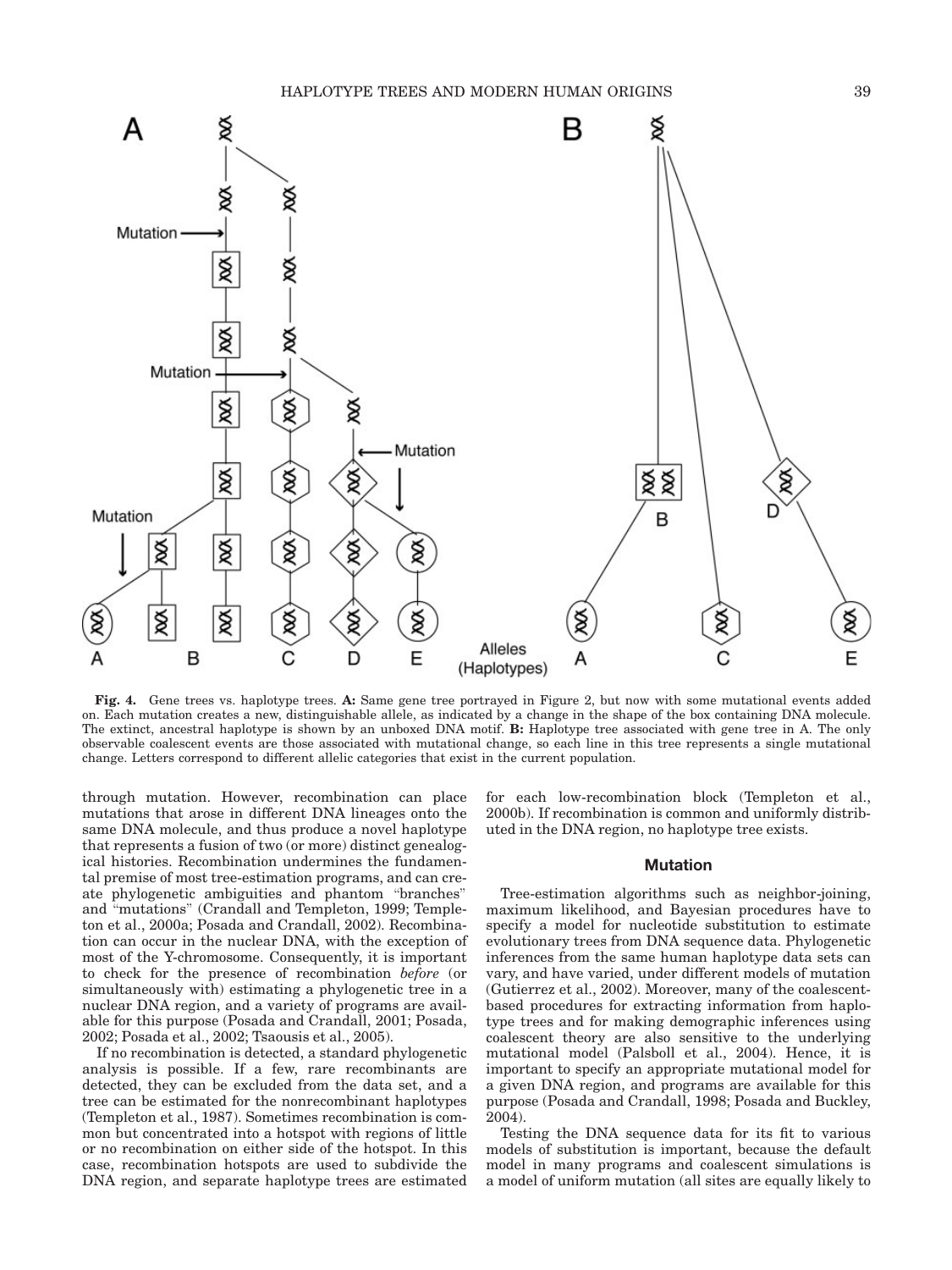**Fig. 4.** Gene trees vs. haplotype trees. **A:** Same gene tree portrayed in Figure 2, but now with some mutational events added on. Each mutation creates a new, distinguishable allele, as indicated by a change in the shape of the box containing DNA molecule. The extinct, ancestral haplotype is shown by an unboxed DNA motif. **B:** Haplotype tree associated with gene tree in A. The only observable coalescent events are those associated with mutational change, so each line in this tree represents a single mutational change. Letters correspond to different allelic categories that exist in the current population.

through mutation. However, recombination can place mutations that arose in different DNA lineages onto the same DNA molecule, and thus produce a novel haplotype that represents a fusion of two (or more) distinct genealogical histories. Recombination undermines the fundamental premise of most tree-estimation programs, and can create phylogenetic ambiguities and phantom "branches" and "mutations" (Crandall and Templeton, 1999; Templeton et al., 2000a; Posada and Crandall, 2002). Recombination can occur in the nuclear DNA, with the exception of most of the Y-chromosome. Consequently, it is important to check for the presence of recombination *before* (or simultaneously with) estimating a phylogenetic tree in a nuclear DNA region, and a variety of programs are available for this purpose (Posada and Crandall, 2001; Posada, 2002; Posada et al., 2002; Tsaousis et al., 2005).

If no recombination is detected, a standard phylogenetic analysis is possible. If a few, rare recombinants are detected, they can be excluded from the data set, and a tree can be estimated for the nonrecombinant haplotypes (Templeton et al., 1987). Sometimes recombination is common but concentrated into a hotspot with regions of little or no recombination on either side of the hotspot. In this case, recombination hotspots are used to subdivide the DNA region, and separate haplotype trees are estimated for each low-recombination block (Templeton et al., 2000b). If recombination is common and uniformly distributed in the DNA region, no haplotype tree exists.

## Mutation

Tree-estimation algorithms such as neighbor-joining, maximum likelihood, and Bayesian procedures have to specify a model for nucleotide substitution to estimate evolutionary trees from DNA sequence data. Phylogenetic inferences from the same human haplotype data sets can vary, and have varied, under different models of mutation (Gutierrez et al., 2002). Moreover, many of the coalescent-based procedures for extracting information from haplotype trees and for making demographic inferences using coalescent theory are also sensitive to the underlying mutational model (Palsboll et al., 2004). Hence, it is important to specify an appropriate mutational model for a given DNA region, and programs are available for this purpose (Posada and Crandall, 1998; Posada and Buckley, 2004).

Testing the DNA sequence data for its fit to various models of substitution is important, because the default model in many programs and coalescent simulations is a model of uniform mutation (all sites are equally likely to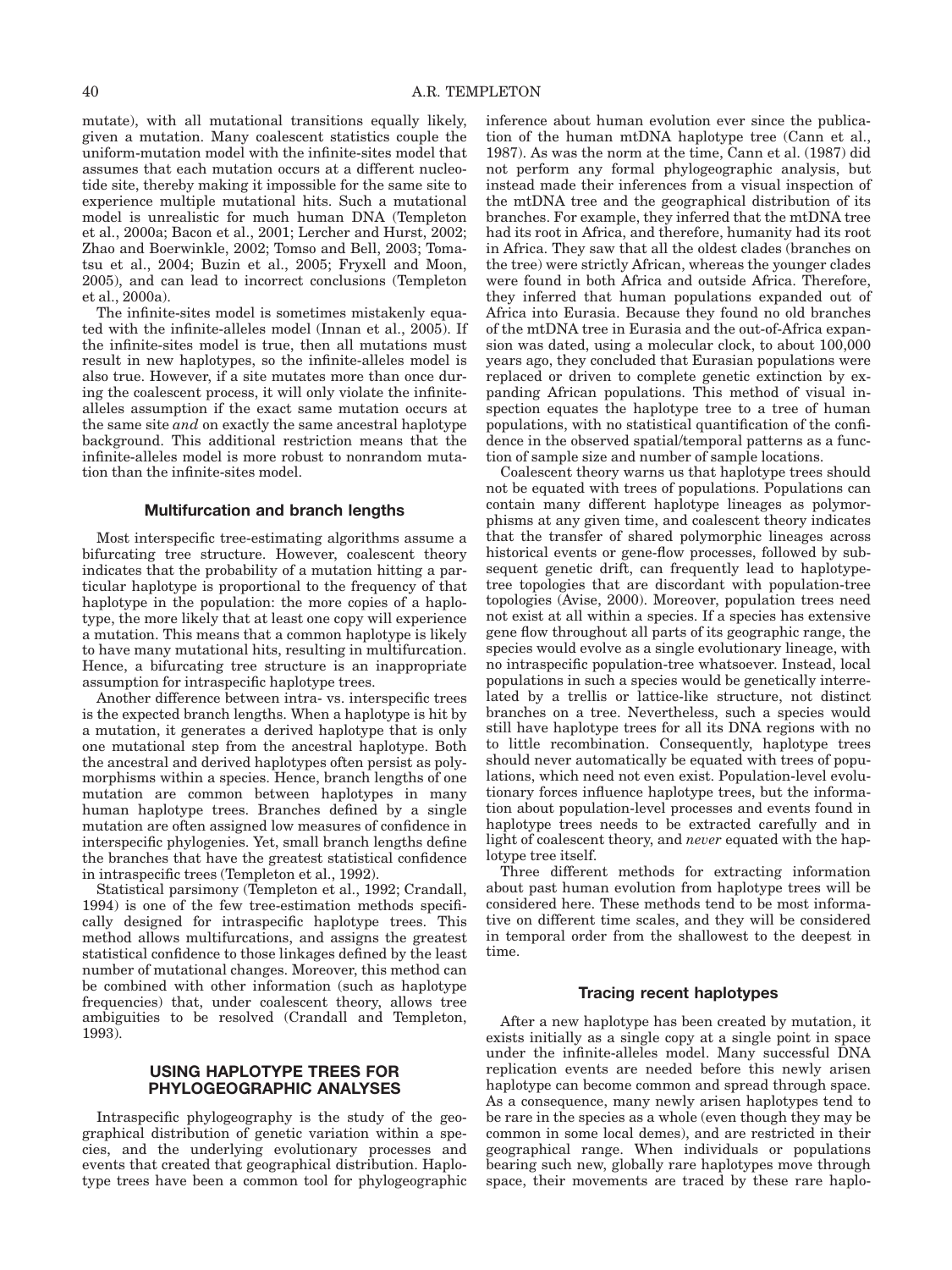mutate), with all mutational transitions equally likely, given a mutation. Many coalescent statistics couple the uniform-mutation model with the infinite-sites model that assumes that each mutation occurs at a different nucleotide site, thereby making it impossible for the same site to experience multiple mutational hits. Such a mutational model is unrealistic for much human DNA (Templeton et al., 2000a; Bacon et al., 2001; Lercher and Hurst, 2002; Zhao and Boerwinkle, 2002; Tomso and Bell, 2003; Tomatsu et al., 2004; Buzin et al., 2005; Fryxell and Moon, 2005), and can lead to incorrect conclusions (Templeton et al., 2000a).

The infinite-sites model is sometimes mistakenly equated with the infinite-alleles model (Innan et al., 2005). If the infinite-sites model is true, then all mutations must result in new haplotypes, so the infinite-alleles model is also true. However, if a site mutates more than once during the coalescent process, it will only violate the infinite-alleles assumption if the exact same mutation occurs at the same site *and* on exactly the same ancestral haplotype background. This additional restriction means that the infinite-alleles model is more robust to nonrandom mutation than the infinite-sites model.

### Multifurcation and branch lengths

Most interspecific tree-estimating algorithms assume a bifurcating tree structure. However, coalescent theory indicates that the probability of a mutation hitting a particular haplotype is proportional to the frequency of that haplotype in the population: the more copies of a haplotype, the more likely that at least one copy will experience a mutation. This means that a common haplotype is likely to have many mutational hits, resulting in multifurcation. Hence, a bifurcating tree structure is an inappropriate assumption for intraspecific haplotype trees.

Another difference between intra- vs. interspecific trees is the expected branch lengths. When a haplotype is hit by a mutation, it generates a derived haplotype that is only one mutational step from the ancestral haplotype. Both the ancestral and derived haplotypes often persist as polymorphisms within a species. Hence, branch lengths of one mutation are common between haplotypes in many human haplotype trees. Branches defined by a single mutation are often assigned low measures of confidence in interspecific phylogenies. Yet, small branch lengths define the branches that have the greatest statistical confidence in intraspecific trees (Templeton et al., 1992).

Statistical parsimony (Templeton et al., 1992; Crandall, 1994) is one of the few tree-estimation methods specifically designed for intraspecific haplotype trees. This method allows multifurcations, and assigns the greatest statistical confidence to those linkages defined by the least number of mutational changes. Moreover, this method can be combined with other information (such as haplotype frequencies) that, under coalescent theory, allows tree ambiguities to be resolved (Crandall and Templeton, 1993).

## USING HAPLOTYPE TREES FOR PHYLOGEOGRAPHIC ANALYSES

Intraspecific phylogeography is the study of the geographical distribution of genetic variation within a species, and the underlying evolutionary processes and events that created that geographical distribution. Haplotype trees have been a common tool for phylogeographic inference about human evolution ever since the publication of the human mtDNA haplotype tree (Cann et al., 1987). As was the norm at the time, Cann et al. (1987) did not perform any formal phylogeographic analysis, but instead made their inferences from a visual inspection of the mtDNA tree and the geographical distribution of its branches. For example, they inferred that the mtDNA tree had its root in Africa, and therefore, humanity had its root in Africa. They saw that all the oldest clades (branches on the tree) were strictly African, whereas the younger clades were found in both Africa and outside Africa. Therefore, they inferred that human populations expanded out of Africa into Eurasia. Because they found no old branches of the mtDNA tree in Eurasia and the out-of-Africa expansion was dated, using a molecular clock, to about 100,000 years ago, they concluded that Eurasian populations were replaced or driven to complete genetic extinction by expanding African populations. This method of visual inspection equates the haplotype tree to a tree of human populations, with no statistical quantification of the confidence in the observed spatial/temporal patterns as a function of sample size and number of sample locations.

Coalescent theory warns us that haplotype trees should not be equated with trees of populations. Populations can contain many different haplotype lineages as polymorphisms at any given time, and coalescent theory indicates that the transfer of shared polymorphic lineages across historical events or gene-flow processes, followed by subsequent genetic drift, can frequently lead to haplotype-tree topologies that are discordant with population-tree topologies (Avise, 2000). Moreover, population trees need not exist at all within a species. If a species has extensive gene flow throughout all parts of its geographic range, the species would evolve as a single evolutionary lineage, with no intraspecific population-tree whatsoever. Instead, local populations in such a species would be genetically interrelated by a trellis or lattice-like structure, not distinct branches on a tree. Nevertheless, such a species would still have haplotype trees for all its DNA regions with no to little recombination. Consequently, haplotype trees should never automatically be equated with trees of populations, which need not even exist. Population-level evolutionary forces influence haplotype trees, but the information about population-level processes and events found in haplotype trees needs to be extracted carefully and in light of coalescent theory, and *never* equated with the haplotype tree itself.

Three different methods for extracting information about past human evolution from haplotype trees will be considered here. These methods tend to be most informative on different time scales, and they will be considered in temporal order from the shallowest to the deepest in time.

### Tracing recent haplotypes

After a new haplotype has been created by mutation, it exists initially as a single copy at a single point in space under the infinite-alleles model. Many successful DNA replication events are needed before this newly arisen haplotype can become common and spread through space. As a consequence, many newly arisen haplotypes tend to be rare in the species as a whole (even though they may be common in some local demes), and are restricted in their geographical range. When individuals or populations bearing such new, globally rare haplotypes move through space, their movements are traced by these rare haplo-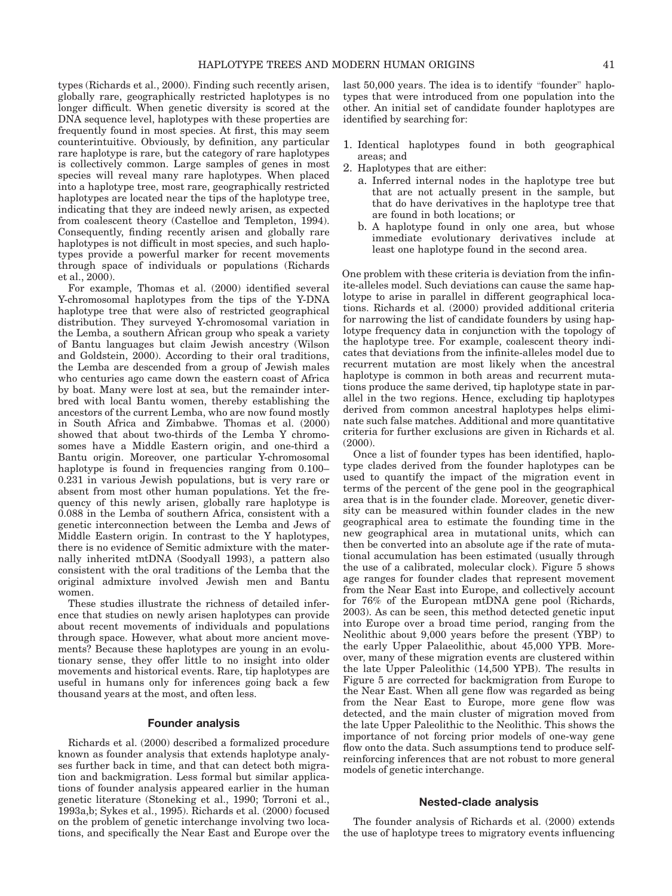types (Richards et al., 2000). Finding such recently arisen, globally rare, geographically restricted haplotypes is no longer difficult. When genetic diversity is scored at the DNA sequence level, haplotypes with these properties are frequently found in most species. At first, this may seem counterintuitive. Obviously, by definition, any particular rare haplotype is rare, but the category of rare haplotypes is collectively common. Large samples of genes in most species will reveal many rare haplotypes. When placed into a haplotype tree, most rare, geographically restricted haplotypes are located near the tips of the haplotype tree, indicating that they are indeed newly arisen, as expected from coalescent theory (Castelloe and Templeton, 1994). Consequently, finding recently arisen and globally rare haplotypes is not difficult in most species, and such haplotypes provide a powerful marker for recent movements through space of individuals or populations (Richards et al., 2000).

For example, Thomas et al. (2000) identified several Y-chromosomal haplotypes from the tips of the Y-DNA haplotype tree that were also of restricted geographical distribution. They surveyed Y-chromosomal variation in the Lemba, a southern African group who speak a variety of Bantu languages but claim Jewish ancestry (Wilson and Goldstein, 2000). According to their oral traditions, the Lemba are descended from a group of Jewish males who centuries ago came down the eastern coast of Africa by boat. Many were lost at sea, but the remainder interbred with local Bantu women, thereby establishing the ancestors of the current Lemba, who are now found mostly in South Africa and Zimbabwe. Thomas et al. (2000) showed that about two-thirds of the Lemba Y chromosomes have a Middle Eastern origin, and one-third a Bantu origin. Moreover, one particular Y-chromosomal haplotype is found in frequencies ranging from 0.100–0.231 in various Jewish populations, but is very rare or absent from most other human populations. Yet the frequency of this newly arisen, globally rare haplotype is 0.088 in the Lemba of southern Africa, consistent with a genetic interconnection between the Lemba and Jews of Middle Eastern origin. In contrast to the Y haplotypes, there is no evidence of Semitic admixture with the maternally inherited mtDNA (Soodyall 1993), a pattern also consistent with the oral traditions of the Lemba that the original admixture involved Jewish men and Bantu women.

These studies illustrate the richness of detailed inference that studies on newly arisen haplotypes can provide about recent movements of individuals and populations through space. However, what about more ancient movements? Because these haplotypes are young in an evolutionary sense, they offer little to no insight into older movements and historical events. Rare, tip haplotypes are useful in humans only for inferences going back a few thousand years at the most, and often less.

## Founder analysis

Richards et al. (2000) described a formalized procedure known as founder analysis that extends haplotype analyses further back in time, and that can detect both migration and backmigration. Less formal but similar applications of founder analysis appeared earlier in the human genetic literature (Stoneking et al., 1990; Torroni et al., 1993a,b; Sykes et al., 1995). Richards et al. (2000) focused on the problem of genetic interchange involving two locations, and specifically the Near East and Europe over the last 50,000 years. The idea is to identify "founder" haplotypes that were introduced from one population into the other. An initial set of candidate founder haplotypes are identified by searching for:

1. Identical haplotypes found in both geographical areas; and
2. Haplotypes that are either:
   a. Inferred internal nodes in the haplotype tree but that are not actually present in the sample, but that do have derivatives in the haplotype tree that are found in both locations; or
   b. A haplotype found in only one area, but whose immediate evolutionary derivatives include at least one haplotype found in the second area.

One problem with these criteria is deviation from the infinite-alleles model. Such deviations can cause the same haplotype to arise in parallel in different geographical locations. Richards et al. (2000) provided additional criteria for narrowing the list of candidate founders by using haplotype frequency data in conjunction with the topology of the haplotype tree. For example, coalescent theory indicates that deviations from the infinite-alleles model due to recurrent mutation are most likely when the ancestral haplotype is common in both areas and recurrent mutations produce the same derived, tip haplotype state in parallel in the two regions. Hence, excluding tip haplotypes derived from common ancestral haplotypes helps eliminate such false matches. Additional and more quantitative criteria for further exclusions are given in Richards et al. (2000).

Once a list of founder types has been identified, haplotype clades derived from the founder haplotypes can be used to quantify the impact of the migration event in terms of the percent of the gene pool in the geographical area that is in the founder clade. Moreover, genetic diversity can be measured within founder clades in the new geographical area to estimate the founding time in the new geographical area in mutational units, which can then be converted into an absolute age if the rate of mutational accumulation has been estimated (usually through the use of a calibrated, molecular clock). Figure 5 shows age ranges for founder clades that represent movement from the Near East into Europe, and collectively account for 76% of the European mtDNA gene pool (Richards, 2003). As can be seen, this method detected genetic input into Europe over a broad time period, ranging from the Neolithic about 9,000 years before the present (YBP) to the early Upper Palaeolithic, about 45,000 YPB. Moreover, many of these migration events are clustered within the late Upper Paleolithic (14,500 YPB). The results in Figure 5 are corrected for backmigration from Europe to the Near East. When all gene flow was regarded as being from the Near East to Europe, more gene flow was detected, and the main cluster of migration moved from the late Upper Paleolithic to the Neolithic. This shows the importance of not forcing prior models of one-way gene flow onto the data. Such assumptions tend to produce self-reinforcing inferences that are not robust to more general models of genetic interchange.

## Nested-clade analysis

The founder analysis of Richards et al. (2000) extends the use of haplotype trees to migratory events influencing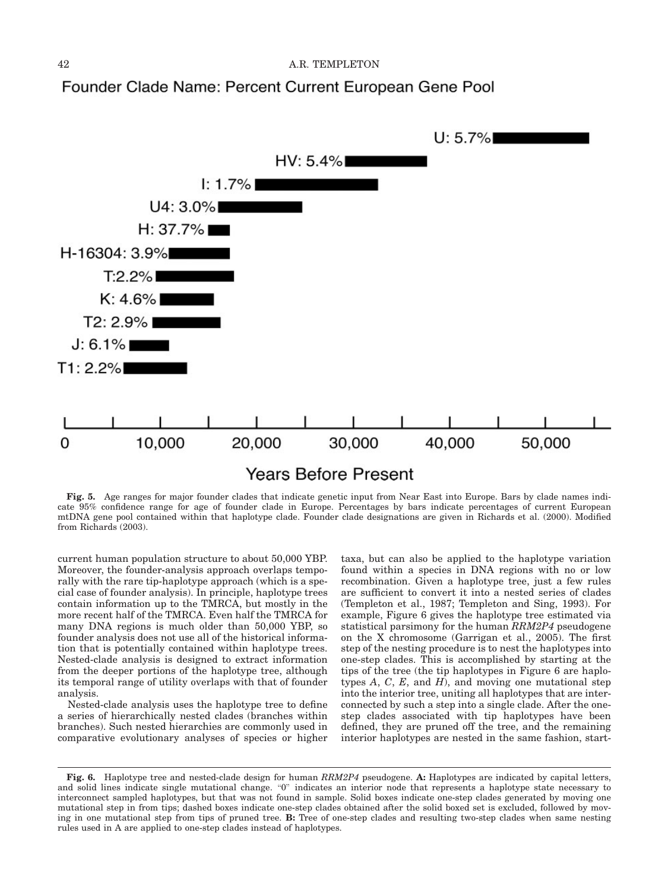Founder Clade Name: Percent Current European Gene Pool

U: 5.7%

HV: 5.4%

I: 1.7%

U4: 3.0%

H: 37.7%

H-16304: 3.9%

T:2.2%

K: 4.6%

T2: 2.9%

J: 6.1%

T1: 2.2%

0 10,000 20,000 30,000 40,000 50,000

Years Before Present

**Fig. 5.** Age ranges for major founder clades that indicate genetic input from Near East into Europe. Bars by clade names indicate 95% confidence range for age of founder clade in Europe. Percentages by bars indicate percentages of current European mtDNA gene pool contained within that haplotype clade. Founder clade designations are given in Richards et al. (2000). Modified from Richards (2003).

current human population structure to about 50,000 YBP. Moreover, the founder-analysis approach overlaps temporally with the rare tip-haplotype approach (which is a special case of founder analysis). In principle, haplotype trees contain information up to the TMRCA, but mostly in the more recent half of the TMRCA. Even half the TMRCA for many DNA regions is much older than 50,000 YBP, so founder analysis does not use all of the historical information that is potentially contained within haplotype trees. Nested-clade analysis is designed to extract information from the deeper portions of the haplotype tree, although its temporal range of utility overlaps with that of founder analysis.

Nested-clade analysis uses the haplotype tree to define a series of hierarchically nested clades (branches within branches). Such nested hierarchies are commonly used in comparative evolutionary analyses of species or higher taxa, but can also be applied to the haplotype variation found within a species in DNA regions with no or low recombination. Given a haplotype tree, just a few rules are sufficient to convert it into a nested series of clades (Templeton et al., 1987; Templeton and Sing, 1993). For example, Figure 6 gives the haplotype tree estimated via statistical parsimony for the human *RRM2P4* pseudogene on the X chromosome (Garrigan et al., 2005). The first step of the nesting procedure is to nest the haplotypes into one-step clades. This is accomplished by starting at the tips of the tree (the tip haplotypes in Figure 6 are haplotypes *A*, *C*, *E*, and *H*), and moving one mutational step into the interior tree, uniting all haplotypes that are interconnected by such a step into a single clade. After the one-step clades associated with tip haplotypes have been defined, they are pruned off the tree, and the remaining interior haplotypes are nested in the same fashion, start-

**Fig. 6.** Haplotype tree and nested-clade design for human *RRM2P4* pseudogene. **A:** Haplotypes are indicated by capital letters, and solid lines indicate single mutational change. "0" indicates an interior node that represents a haplotype state necessary to interconnect sampled haplotypes, but that was not found in sample. Solid boxes indicate one-step clades generated by moving one mutational step in from tips; dashed boxes indicate one-step clades obtained after the solid boxed set is excluded, followed by moving in one mutational step from tips of pruned tree. **B:** Tree of one-step clades and resulting two-step clades when same nesting rules used in A are applied to one-step clades instead of haplotypes.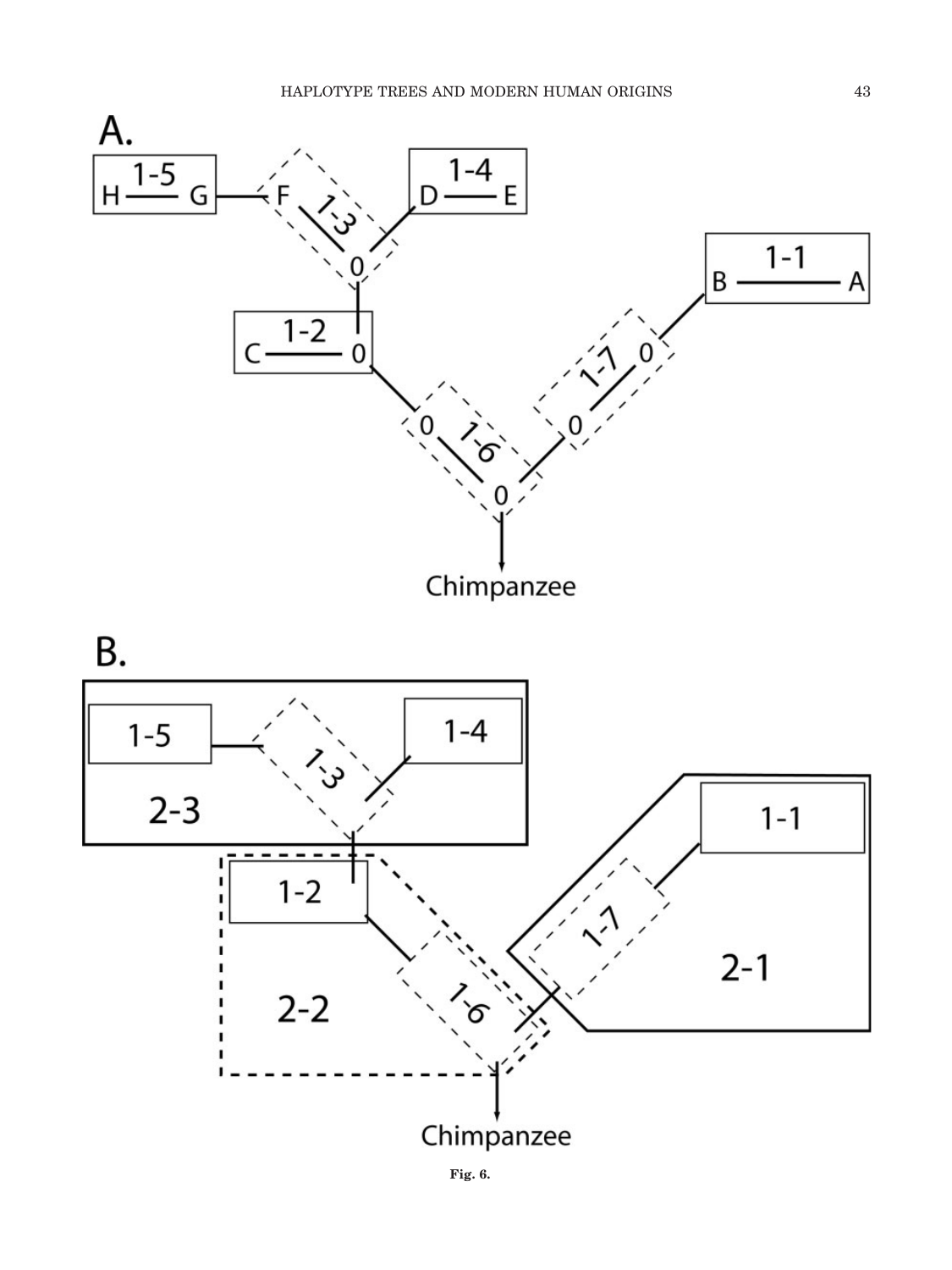**Fig. 6.**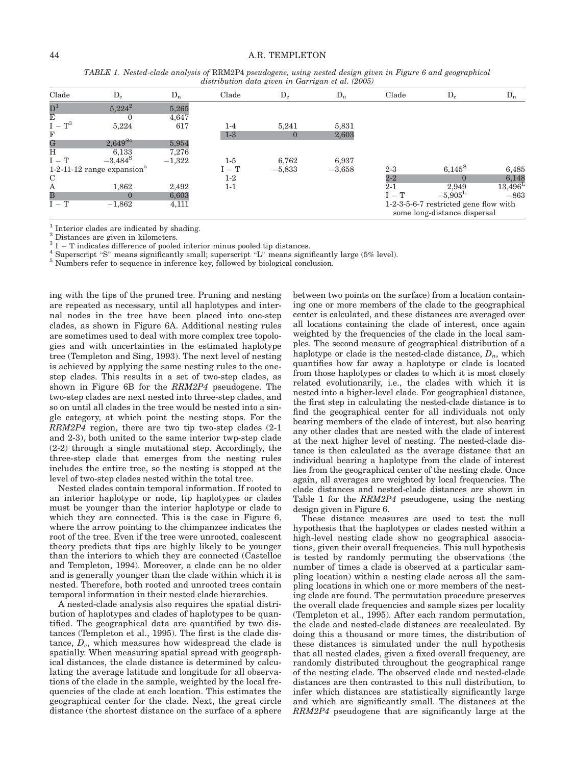TABLE 1. *Nested-clade analysis of* RRM2P4 *pseudogene, using nested design given in Figure 6 and geographical distribution data given in Garrigan et al. (2005)*

| Clade | $D_c$ | $D_n$ | Clade | $D_c$ | $D_n$ | Clade | $D_c$ | $D_n$ |
|---|---|---|---|---|---|---|---|---|
| D[1] | 5,224[2] | 5,265 | | | | | | |
| E | 0 | 4,647 | | | | | | |
| I − T[3] | 5,224 | 617 | 1-4 | 5,241 | 5,831 | | | |
| F | | | 1-3 | 0 | 2,603 | | | |
| G | $2,649^{S}$[4] | 5,954 | | | | | | |
| H | 6,133 | 7,276 | | | | | | |
| I − T | $-3,484^{S}$ | −1,322 | 1-5 | 6,762 | 6,937 | | | |
| 1-2-11-12 range expansion[5] | | | I − T | −5,833 | −3,658 | 2-3 | $6,145^{S}$ | 6,485 |
| C | | | 1-2 | | | 2-2 | 0 | 6,148 |
| A | 1,862 | 2,492 | 1-1 | | | 2-1 | 2,949 | $13,496^{L}$ |
| B | 0 | 6,603 | | | | I − T | $-5,905^{L}$ | −863 |
| I − T | −1,862 | 4,111 | | | | 1-2-3-5-6-7 restricted gene flow with some long-distance dispersal | | |

[1] Interior clades are indicated by shading.
[2] Distances are given in kilometers.
[3] I − T indicates difference of pooled interior minus pooled tip distances.
[4] Superscript "S" means significantly small; superscript "L" means significantly large (5% level).
[5] Numbers refer to sequence in inference key, followed by biological conclusion.

ing with the tips of the pruned tree. Pruning and nesting are repeated as necessary, until all haplotypes and internal nodes in the tree have been placed into one-step clades, as shown in Figure 6A. Additional nesting rules are sometimes used to deal with more complex tree topologies and with uncertainties in the estimated haplotype tree (Templeton and Sing, 1993). The next level of nesting is achieved by applying the same nesting rules to the one-step clades. This results in a set of two-step clades, as shown in Figure 6B for the *RRM2P4* pseudogene. The two-step clades are next nested into three-step clades, and so on until all clades in the tree would be nested into a single category, at which point the nesting stops. For the *RRM2P4* region, there are two tip two-step clades (2-1 and 2-3), both united to the same interior twp-step clade (2-2) through a single mutational step. Accordingly, the three-step clade that emerges from the nesting rules includes the entire tree, so the nesting is stopped at the level of two-step clades nested within the total tree.

Nested clades contain temporal information. If rooted to an interior haplotype or node, tip haplotypes or clades must be younger than the interior haplotype or clade to which they are connected. This is the case in Figure 6, where the arrow pointing to the chimpanzee indicates the root of the tree. Even if the tree were unrooted, coalescent theory predicts that tips are highly likely to be younger than the interiors to which they are connected (Castelloe and Templeton, 1994). Moreover, a clade can be no older and is generally younger than the clade within which it is nested. Therefore, both rooted and unrooted trees contain temporal information in their nested clade hierarchies.

A nested-clade analysis also requires the spatial distribution of haplotypes and clades of haplotypes to be quantified. The geographical data are quantified by two distances (Templeton et al., 1995). The first is the clade distance, $D_c$, which measures how widespread the clade is spatially. When measuring spatial spread with geographical distances, the clade distance is determined by calculating the average latitude and longitude for all observations of the clade in the sample, weighted by the local frequencies of the clade at each location. This estimates the geographical center for the clade. Next, the great circle distance (the shortest distance on the surface of a sphere between two points on the surface) from a location containing one or more members of the clade to the geographical center is calculated, and these distances are averaged over all locations containing the clade of interest, once again weighted by the frequencies of the clade in the local samples. The second measure of geographical distribution of a haplotype or clade is the nested-clade distance, $D_n$, which quantifies how far away a haplotype or clade is located from those haplotypes or clades to which it is most closely related evolutionarily, i.e., the clades with which it is nested into a higher-level clade. For geographical distance, the first step in calculating the nested-clade distance is to find the geographical center for all individuals not only bearing members of the clade of interest, but also bearing any other clades that are nested with the clade of interest at the next higher level of nesting. The nested-clade distance is then calculated as the average distance that an individual bearing a haplotype from the clade of interest lies from the geographical center of the nesting clade. Once again, all averages are weighted by local frequencies. The clade distances and nested-clade distances are shown in Table 1 for the *RRM2P4* pseudogene, using the nesting design given in Figure 6.

These distance measures are used to test the null hypothesis that the haplotypes or clades nested within a high-level nesting clade show no geographical associations, given their overall frequencies. This null hypothesis is tested by randomly permuting the observations (the number of times a clade is observed at a particular sampling location) within a nesting clade across all the sampling locations in which one or more members of the nesting clade are found. The permutation procedure preserves the overall clade frequencies and sample sizes per locality (Templeton et al., 1995). After each random permutation, the clade and nested-clade distances are recalculated. By doing this a thousand or more times, the distribution of these distances is simulated under the null hypothesis that all nested clades, given a fixed overall frequency, are randomly distributed throughout the geographical range of the nesting clade. The observed clade and nested-clade distances are then contrasted to this null distribution, to infer which distances are statistically significantly large and which are significantly small. The distances at the *RRM2P4* pseudogene that are significantly large at the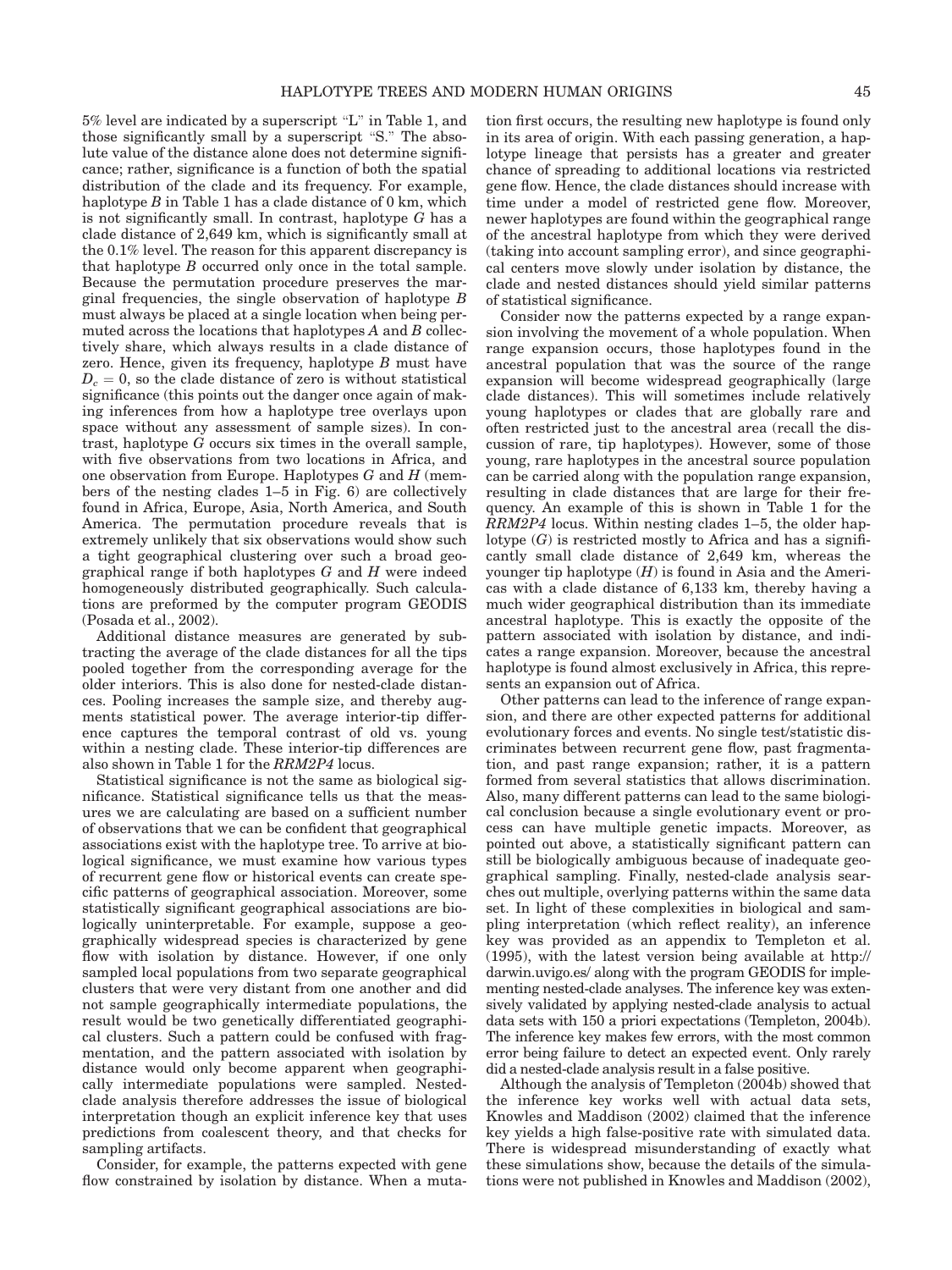5% level are indicated by a superscript "L" in Table 1, and those significantly small by a superscript "S." The absolute value of the distance alone does not determine significance; rather, significance is a function of both the spatial distribution of the clade and its frequency. For example, haplotype *B* in Table 1 has a clade distance of 0 km, which is not significantly small. In contrast, haplotype *G* has a clade distance of 2,649 km, which is significantly small at the 0.1% level. The reason for this apparent discrepancy is that haplotype *B* occurred only once in the total sample. Because the permutation procedure preserves the marginal frequencies, the single observation of haplotype *B* must always be placed at a single location when being permuted across the locations that haplotypes *A* and *B* collectively share, which always results in a clade distance of zero. Hence, given its frequency, haplotype *B* must have $D_c = 0$, so the clade distance of zero is without statistical significance (this points out the danger once again of making inferences from how a haplotype tree overlays upon space without any assessment of sample sizes). In contrast, haplotype *G* occurs six times in the overall sample, with five observations from two locations in Africa, and one observation from Europe. Haplotypes *G* and *H* (members of the nesting clades 1–5 in Fig. 6) are collectively found in Africa, Europe, Asia, North America, and South America. The permutation procedure reveals that is extremely unlikely that six observations would show such a tight geographical clustering over such a broad geographical range if both haplotypes *G* and *H* were indeed homogeneously distributed geographically. Such calculations are preformed by the computer program GEODIS (Posada et al., 2002).

Additional distance measures are generated by subtracting the average of the clade distances for all the tips pooled together from the corresponding average for the older interiors. This is also done for nested-clade distances. Pooling increases the sample size, and thereby augments statistical power. The average interior-tip difference captures the temporal contrast of old vs. young within a nesting clade. These interior-tip differences are also shown in Table 1 for the *RRM2P4* locus.

Statistical significance is not the same as biological significance. Statistical significance tells us that the measures we are calculating are based on a sufficient number of observations that we can be confident that geographical associations exist with the haplotype tree. To arrive at biological significance, we must examine how various types of recurrent gene flow or historical events can create specific patterns of geographical association. Moreover, some statistically significant geographical associations are biologically uninterpretable. For example, suppose a geographically widespread species is characterized by gene flow with isolation by distance. However, if one only sampled local populations from two separate geographical clusters that were very distant from one another and did not sample geographically intermediate populations, the result would be two genetically differentiated geographical clusters. Such a pattern could be confused with fragmentation, and the pattern associated with isolation by distance would only become apparent when geographically intermediate populations were sampled. Nested-clade analysis therefore addresses the issue of biological interpretation though an explicit inference key that uses predictions from coalescent theory, and that checks for sampling artifacts.

Consider, for example, the patterns expected with gene flow constrained by isolation by distance. When a mutation first occurs, the resulting new haplotype is found only in its area of origin. With each passing generation, a haplotype lineage that persists has a greater and greater chance of spreading to additional locations via restricted gene flow. Hence, the clade distances should increase with time under a model of restricted gene flow. Moreover, newer haplotypes are found within the geographical range of the ancestral haplotype from which they were derived (taking into account sampling error), and since geographical centers move slowly under isolation by distance, the clade and nested distances should yield similar patterns of statistical significance.

Consider now the patterns expected by a range expansion involving the movement of a whole population. When range expansion occurs, those haplotypes found in the ancestral population that was the source of the range expansion will become widespread geographically (large clade distances). This will sometimes include relatively young haplotypes or clades that are globally rare and often restricted just to the ancestral area (recall the discussion of rare, tip haplotypes). However, some of those young, rare haplotypes in the ancestral source population can be carried along with the population range expansion, resulting in clade distances that are large for their frequency. An example of this is shown in Table 1 for the *RRM2P4* locus. Within nesting clades 1–5, the older haplotype (*G*) is restricted mostly to Africa and has a significantly small clade distance of 2,649 km, whereas the younger tip haplotype (*H*) is found in Asia and the Americas with a clade distance of 6,133 km, thereby having a much wider geographical distribution than its immediate ancestral haplotype. This is exactly the opposite of the pattern associated with isolation by distance, and indicates a range expansion. Moreover, because the ancestral haplotype is found almost exclusively in Africa, this represents an expansion out of Africa.

Other patterns can lead to the inference of range expansion, and there are other expected patterns for additional evolutionary forces and events. No single test/statistic discriminates between recurrent gene flow, past fragmentation, and past range expansion; rather, it is a pattern formed from several statistics that allows discrimination. Also, many different patterns can lead to the same biological conclusion because a single evolutionary event or process can have multiple genetic impacts. Moreover, as pointed out above, a statistically significant pattern can still be biologically ambiguous because of inadequate geographical sampling. Finally, nested-clade analysis searches out multiple, overlying patterns within the same data set. In light of these complexities in biological and sampling interpretation (which reflect reality), an inference key was provided as an appendix to Templeton et al. (1995), with the latest version being available at http://darwin.uvigo.es/ along with the program GEODIS for implementing nested-clade analyses. The inference key was extensively validated by applying nested-clade analysis to actual data sets with 150 a priori expectations (Templeton, 2004b). The inference key makes few errors, with the most common error being failure to detect an expected event. Only rarely did a nested-clade analysis result in a false positive.

Although the analysis of Templeton (2004b) showed that the inference key works well with actual data sets, Knowles and Maddison (2002) claimed that the inference key yields a high false-positive rate with simulated data. There is widespread misunderstanding of exactly what these simulations show, because the details of the simulations were not published in Knowles and Maddison (2002),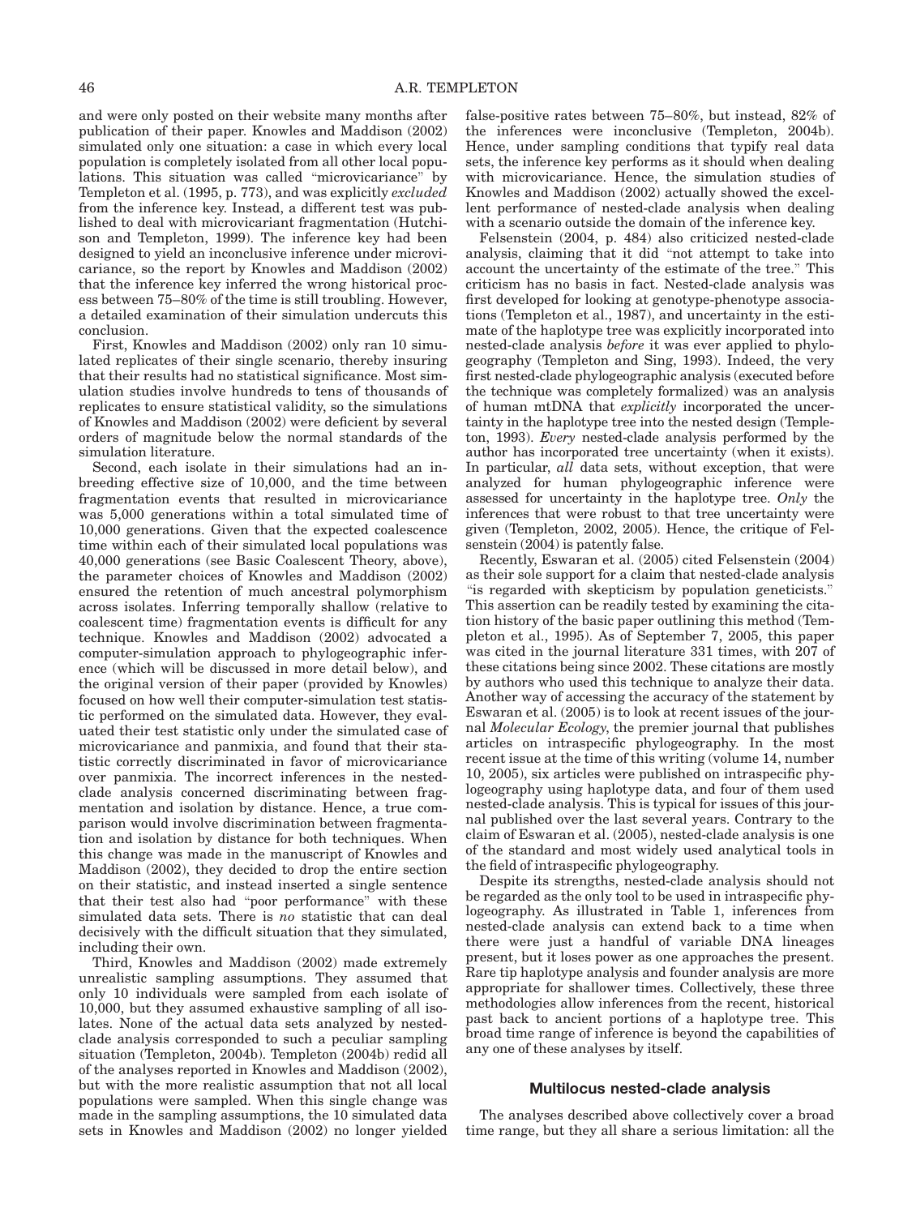and were only posted on their website many months after publication of their paper. Knowles and Maddison (2002) simulated only one situation: a case in which every local population is completely isolated from all other local populations. This situation was called "microvicariance" by Templeton et al. (1995, p. 773), and was explicitly *excluded* from the inference key. Instead, a different test was published to deal with microvariant fragmentation (Hutchison and Templeton, 1999). The inference key had been designed to yield an inconclusive inference under microvicariance, so the report by Knowles and Maddison (2002) that the inference key inferred the wrong historical process between 75–80% of the time is still troubling. However, a detailed examination of their simulation undercuts this conclusion.

First, Knowles and Maddison (2002) only ran 10 simulated replicates of their single scenario, thereby insuring that their results had no statistical significance. Most simulation studies involve hundreds to tens of thousands of replicates to ensure statistical validity, so the simulations of Knowles and Maddison (2002) were deficient by several orders of magnitude below the normal standards of the simulation literature.

Second, each isolate in their simulations had an inbreeding effective size of 10,000, and the time between fragmentation events that resulted in microvicariance was 5,000 generations within a total simulated time of 10,000 generations. Given that the expected coalescence time within each of their simulated local populations was 40,000 generations (see Basic Coalescent Theory, above), the parameter choices of Knowles and Maddison (2002) ensured the retention of much ancestral polymorphism across isolates. Inferring temporally shallow (relative to coalescent time) fragmentation events is difficult for any technique. Knowles and Maddison (2002) advocated a computer-simulation approach to phylogeographic inference (which will be discussed in more detail below), and the original version of their paper (provided by Knowles) focused on how well their computer-simulation test statistic performed on the simulated data. However, they evaluated their test statistic only under the simulated case of microvicariance and panmixia, and found that their statistic correctly discriminated in favor of microvicariance over panmixia. The incorrect inferences in the nested-clade analysis concerned discriminating between fragmentation and isolation by distance. Hence, a true comparison would involve discrimination between fragmentation and isolation by distance for both techniques. When this change was made in the manuscript of Knowles and Maddison (2002), they decided to drop the entire section on their statistic, and instead inserted a single sentence that their test also had "poor performance" with these simulated data sets. There is *no* statistic that can deal decisively with the difficult situation that they simulated, including their own.

Third, Knowles and Maddison (2002) made extremely unrealistic sampling assumptions. They assumed that only 10 individuals were sampled from each isolate of 10,000, but they assumed exhaustive sampling of all isolates. None of the actual data sets analyzed by nested-clade analysis corresponded to such a peculiar sampling situation (Templeton, 2004b). Templeton (2004b) redid all of the analyses reported in Knowles and Maddison (2002), but with the more realistic assumption that not all local populations were sampled. When this single change was made in the sampling assumptions, the 10 simulated data sets in Knowles and Maddison (2002) no longer yielded false-positive rates between 75–80%, but instead, 82% of the inferences were inconclusive (Templeton, 2004b). Hence, under sampling conditions that typify real data sets, the inference key performs as it should when dealing with microvicariance. Hence, the simulation studies of Knowles and Maddison (2002) actually showed the excellent performance of nested-clade analysis when dealing with a scenario outside the domain of the inference key.

Felsenstein (2004, p. 484) also criticized nested-clade analysis, claiming that it did "not attempt to take into account the uncertainty of the estimate of the tree." This criticism has no basis in fact. Nested-clade analysis was first developed for looking at genotype-phenotype associations (Templeton et al., 1987), and uncertainty in the estimate of the haplotype tree was explicitly incorporated into nested-clade analysis *before* it was ever applied to phylogeography (Templeton and Sing, 1993). Indeed, the very first nested-clade phylogeographic analysis (executed before the technique was completely formalized) was an analysis of human mtDNA that *explicitly* incorporated the uncertainty in the haplotype tree into the nested design (Templeton, 1993). *Every* nested-clade analysis performed by the author has incorporated tree uncertainty (when it exists). In particular, *all* data sets, without exception, that were analyzed for human phylogeographic inference were assessed for uncertainty in the haplotype tree. *Only* the inferences that were robust to that tree uncertainty were given (Templeton, 2002, 2005). Hence, the critique of Felsenstein (2004) is patently false.

Recently, Eswaran et al. (2005) cited Felsenstein (2004) as their sole support for a claim that nested-clade analysis "is regarded with skepticism by population geneticists." This assertion can be readily tested by examining the citation history of the basic paper outlining this method (Templeton et al., 1995). As of September 7, 2005, this paper was cited in the journal literature 331 times, with 207 of these citations being since 2002. These citations are mostly by authors who used this technique to analyze their data. Another way of accessing the accuracy of the statement by Eswaran et al. (2005) is to look at recent issues of the journal *Molecular Ecology*, the premier journal that publishes articles on intraspecific phylogeography. In the most recent issue at the time of this writing (volume 14, number 10, 2005), six articles were published on intraspecific phylogeography using haplotype data, and four of them used nested-clade analysis. This is typical for issues of this journal published over the last several years. Contrary to the claim of Eswaran et al. (2005), nested-clade analysis is one of the standard and most widely used analytical tools in the field of intraspecific phylogeography.

Despite its strengths, nested-clade analysis should not be regarded as the only tool to be used in intraspecific phylogeography. As illustrated in Table 1, inferences from nested-clade analysis can extend back to a time when there were just a handful of variable DNA lineages present, but it loses power as one approaches the present. Rare tip haplotype analysis and founder analysis are more appropriate for shallower times. Collectively, these three methodologies allow inferences from the recent, historical past back to ancient portions of a haplotype tree. This broad time range of inference is beyond the capabilities of any one of these analyses by itself.

## Multilocus nested-clade analysis

The analyses described above collectively cover a broad time range, but they all share a serious limitation: all the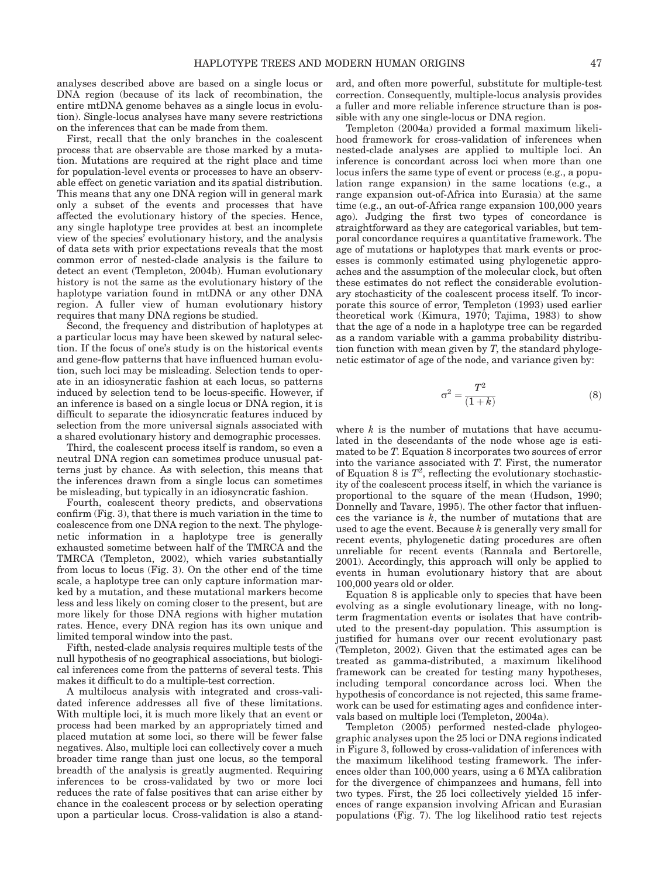analyses described above are based on a single locus or DNA region (because of its lack of recombination, the entire mtDNA genome behaves as a single locus in evolution). Single-locus analyses have many severe restrictions on the inferences that can be made from them.

First, recall that the only branches in the coalescent process that are observable are those marked by a mutation. Mutations are required at the right place and time for population-level events or processes to have an observable effect on genetic variation and its spatial distribution. This means that any one DNA region will in general mark only a subset of the events and processes that have affected the evolutionary history of the species. Hence, any single haplotype tree provides at best an incomplete view of the species' evolutionary history, and the analysis of data sets with prior expectations reveals that the most common error of nested-clade analysis is the failure to detect an event (Templeton, 2004b). Human evolutionary history is not the same as the evolutionary history of the haplotype variation found in mtDNA or any other DNA region. A fuller view of human evolutionary history requires that many DNA regions be studied.

Second, the frequency and distribution of haplotypes at a particular locus may have been skewed by natural selection. If the focus of one's study is on the historical events and gene-flow patterns that have influenced human evolution, such loci may be misleading. Selection tends to operate in an idiosyncratic fashion at each locus, so patterns induced by selection tend to be locus-specific. However, if an inference is based on a single locus or DNA region, it is difficult to separate the idiosyncratic features induced by selection from the more universal signals associated with a shared evolutionary history and demographic processes.

Third, the coalescent process itself is random, so even a neutral DNA region can sometimes produce unusual patterns just by chance. As with selection, this means that the inferences drawn from a single locus can sometimes be misleading, but typically in an idiosyncratic fashion.

Fourth, coalescent theory predicts, and observations confirm (Fig. 3), that there is much variation in the time to coalescence from one DNA region to the next. The phylogenetic information in a haplotype tree is generally exhausted sometime between half of the TMRCA and the TMRCA (Templeton, 2002), which varies substantially from locus to locus (Fig. 3). On the other end of the time scale, a haplotype tree can only capture information marked by a mutation, and these mutational markers become less and less likely on coming closer to the present, but are more likely for those DNA regions with higher mutation rates. Hence, every DNA region has its own unique and limited temporal window into the past.

Fifth, nested-clade analysis requires multiple tests of the null hypothesis of no geographical associations, but biological inferences come from the patterns of several tests. This makes it difficult to do a multiple-test correction.

A multilocus analysis with integrated and cross-validated inference addresses all five of these limitations. With multiple loci, it is much more likely that an event or process had been marked by an appropriately timed and placed mutation at some loci, so there will be fewer false negatives. Also, multiple loci can collectively cover a much broader time range than just one locus, so the temporal breadth of the analysis is greatly augmented. Requiring inferences to be cross-validated by two or more loci reduces the rate of false positives that can arise either by chance in the coalescent process or by selection operating upon a particular locus. Cross-validation is also a standard, and often more powerful, substitute for multiple-test correction. Consequently, multiple-locus analysis provides a fuller and more reliable inference structure than is possible with any one single-locus or DNA region.

Templeton (2004a) provided a formal maximum likelihood framework for cross-validation of inferences when nested-clade analyses are applied to multiple loci. An inference is concordant across loci when more than one locus infers the same type of event or process (e.g., a population range expansion) in the same locations (e.g., a range expansion out-of-Africa into Eurasia) at the same time (e.g., an out-of-Africa range expansion 100,000 years ago). Judging the first two types of concordance is straightforward as they are categorical variables, but temporal concordance requires a quantitative framework. The age of mutations or haplotypes that mark events or processes is commonly estimated using phylogenetic approaches and the assumption of the molecular clock, but often these estimates do not reflect the considerable evolutionary stochasticity of the coalescent process itself. To incorporate this source of error, Templeton (1993) used earlier theoretical work (Kimura, 1970; Tajima, 1983) to show that the age of a node in a haplotype tree can be regarded as a random variable with a gamma probability distribution function with mean given by $T$, the standard phylogenetic estimator of age of the node, and variance given by:

$$\sigma^2 = \frac{T^2}{(1+k)} \tag{8}$$

where $k$ is the number of mutations that have accumulated in the descendants of the node whose age is estimated to be $T$. Equation 8 incorporates two sources of error into the variance associated with $T$. First, the numerator of Equation 8 is $T^2$, reflecting the evolutionary stochasticity of the coalescent process itself, in which the variance is proportional to the square of the mean (Hudson, 1990; Donnelly and Tavare, 1995). The other factor that influences the variance is $k$, the number of mutations that are used to age the event. Because $k$ is generally very small for recent events, phylogenetic dating procedures are often unreliable for recent events (Rannala and Bertorelle, 2001). Accordingly, this approach will only be applied to events in human evolutionary history that are about 100,000 years old or older.

Equation 8 is applicable only to species that have been evolving as a single evolutionary lineage, with no long-term fragmentation events or isolates that have contributed to the present-day population. This assumption is justified for humans over our recent evolutionary past (Templeton, 2002). Given that the estimated ages can be treated as gamma-distributed, a maximum likelihood framework can be created for testing many hypotheses, including temporal concordance across loci. When the hypothesis of concordance is not rejected, this same framework can be used for estimating ages and confidence intervals based on multiple loci (Templeton, 2004a).

Templeton (2005) performed nested-clade phylogeographic analyses upon the 25 loci or DNA regions indicated in Figure 3, followed by cross-validation of inferences with the maximum likelihood testing framework. The inferences older than 100,000 years, using a 6 MYA calibration for the divergence of chimpanzees and humans, fell into two types. First, the 25 loci collectively yielded 15 inferences of range expansion involving African and Eurasian populations (Fig. 7). The log likelihood ratio test rejects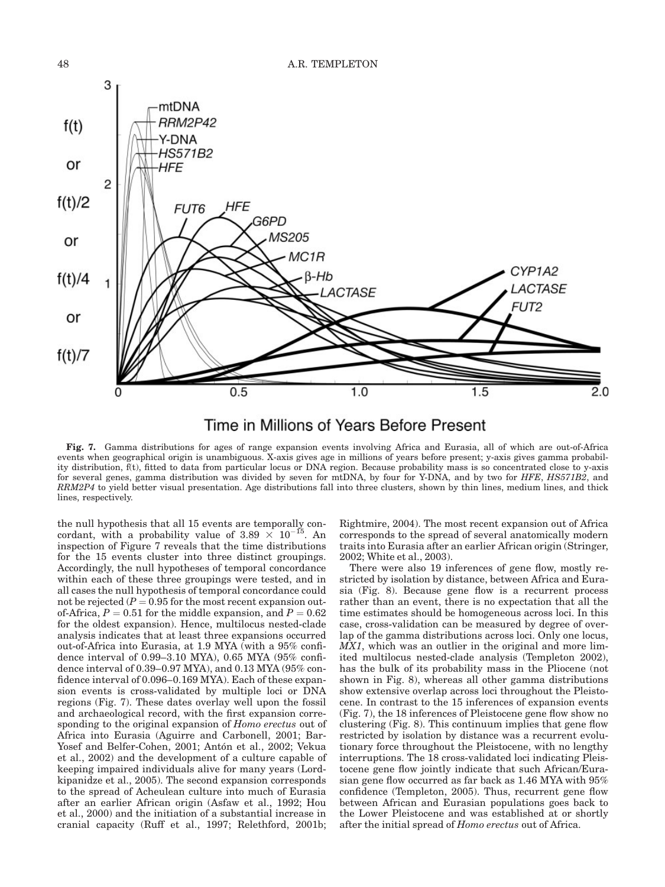**Fig. 7.** Gamma distributions for ages of range expansion events involving Africa and Eurasia, all of which are out-of-Africa events when geographical origin is unambiguous. X-axis gives age in millions of years before present; y-axis gives gamma probability distribution, f(t), fitted to data from particular locus or DNA region. Because probability mass is so concentrated close to y-axis for several genes, gamma distribution was divided by seven for mtDNA, by four for Y-DNA, and by two for *HFE*, *HS571B2*, and *RRM2P4* to yield better visual presentation. Age distributions fall into three clusters, shown by thin lines, medium lines, and thick lines, respectively.

the null hypothesis that all 15 events are temporally concordant, with a probability value of $3.89 \times 10^{-15}$. An inspection of Figure 7 reveals that the time distributions for the 15 events cluster into three distinct groupings. Accordingly, the null hypotheses of temporal concordance within each of these three groupings were tested, and in all cases the null hypothesis of temporal concordance could not be rejected ($P = 0.95$ for the most recent expansion out-of-Africa, $P = 0.51$ for the middle expansion, and $P = 0.62$ for the oldest expansion). Hence, multilocus nested-clade analysis indicates that at least three expansions occurred out-of-Africa into Eurasia, at 1.9 MYA (with a 95% confidence interval of 0.99–3.10 MYA), 0.65 MYA (95% confidence interval of 0.39–0.97 MYA), and 0.13 MYA (95% confidence interval of 0.096–0.169 MYA). Each of these expansion events is cross-validated by multiple loci or DNA regions (Fig. 7). These dates overlay well upon the fossil and archaeological record, with the first expansion corresponding to the original expansion of *Homo erectus* out of Africa into Eurasia (Aguirre and Carbonell, 2001; Bar-Yosef and Belfer-Cohen, 2001; Antón et al., 2002; Vekua et al., 2002) and the development of a culture capable of keeping impaired individuals alive for many years (Lordkipanidze et al., 2005). The second expansion corresponds to the spread of Acheulean culture into much of Eurasia after an earlier African origin (Asfaw et al., 1992; Hou et al., 2000) and the initiation of a substantial increase in cranial capacity (Ruff et al., 1997; Relethford, 2001b; Rightmire, 2004). The most recent expansion out of Africa corresponds to the spread of several anatomically modern traits into Eurasia after an earlier African origin (Stringer, 2002; White et al., 2003).

There were also 19 inferences of gene flow, mostly restricted by isolation by distance, between Africa and Eurasia (Fig. 8). Because gene flow is a recurrent process rather than an event, there is no expectation that all the time estimates should be homogeneous across loci. In this case, cross-validation can be measured by degree of overlap of the gamma distributions across loci. Only one locus, *MX1*, which was an outlier in the original and more limited multilocus nested-clade analysis (Templeton 2002), has the bulk of its probability mass in the Pliocene (not shown in Fig. 8), whereas all other gamma distributions show extensive overlap across loci throughout the Pleistocene. In contrast to the 15 inferences of expansion events (Fig. 7), the 18 inferences of Pleistocene gene flow show no clustering (Fig. 8). This continuum implies that gene flow restricted by isolation by distance was a recurrent evolutionary force throughout the Pleistocene, with no lengthy interruptions. The 18 cross-validated loci indicating Pleistocene gene flow jointly indicate that such African/Eurasian gene flow occurred as far back as 1.46 MYA with 95% confidence (Templeton, 2005). Thus, recurrent gene flow between African and Eurasian populations goes back to the Lower Pleistocene and was established at or shortly after the initial spread of *Homo erectus* out of Africa.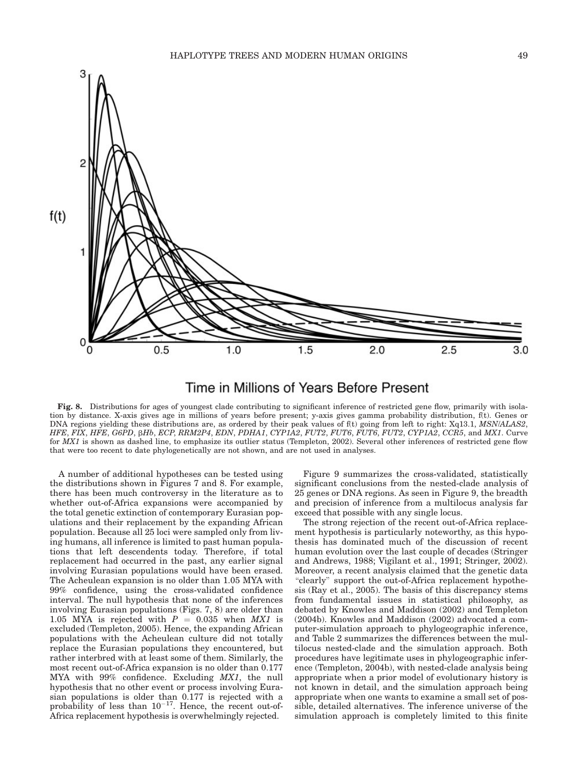**Fig. 8.** Distributions for ages of youngest clade contributing to significant inference of restricted gene flow, primarily with isolation by distance. X-axis gives age in millions of years before present; y-axis gives gamma probability distribution, f(t). Genes or DNA regions yielding these distributions are, as ordered by their peak values of f(t) going from left to right: Xq13.1, *MSN/ALAS2*, *HFE*, *FIX*, *HFE*, *G6PD*, β*Hb*, *ECP*, *RRM2P4*, *EDN*, *PDHA1*, *CYP1A2*, *FUT2*, *FUT6*, *FUT6*, *FUT2*, *CYP1A2*, *CCR5*, and *MX1*. Curve for *MX1* is shown as dashed line, to emphasize its outlier status (Templeton, 2002). Several other inferences of restricted gene flow that were too recent to date phylogenetically are not shown, and are not used in analyses.

A number of additional hypotheses can be tested using the distributions shown in Figures 7 and 8. For example, there has been much controversy in the literature as to whether out-of-Africa expansions were accompanied by the total genetic extinction of contemporary Eurasian populations and their replacement by the expanding African population. Because all 25 loci were sampled only from living humans, all inference is limited to past human populations that left descendents today. Therefore, if total replacement had occurred in the past, any earlier signal involving Eurasian populations would have been erased. The Acheulean expansion is no older than 1.05 MYA with 99% confidence, using the cross-validated confidence interval. The null hypothesis that none of the inferences involving Eurasian populations (Figs. 7, 8) are older than 1.05 MYA is rejected with $P = 0.035$ when *MX1* is excluded (Templeton, 2005). Hence, the expanding African populations with the Acheulean culture did not totally replace the Eurasian populations they encountered, but rather interbred with at least some of them. Similarly, the most recent out-of-Africa expansion is no older than 0.177 MYA with 99% confidence. Excluding *MX1*, the null hypothesis that no other event or process involving Eurasian populations is older than 0.177 is rejected with a probability of less than $10^{-17}$. Hence, the recent out-of-Africa replacement hypothesis is overwhelmingly rejected.

Figure 9 summarizes the cross-validated, statistically significant conclusions from the nested-clade analysis of 25 genes or DNA regions. As seen in Figure 9, the breadth and precision of inference from a multilocus analysis far exceed that possible with any single locus.

The strong rejection of the recent out-of-Africa replacement hypothesis is particularly noteworthy, as this hypothesis has dominated much of the discussion of recent human evolution over the last couple of decades (Stringer and Andrews, 1988; Vigilant et al., 1991; Stringer, 2002). Moreover, a recent analysis claimed that the genetic data "clearly" support the out-of-Africa replacement hypothesis (Ray et al., 2005). The basis of this discrepancy stems from fundamental issues in statistical philosophy, as debated by Knowles and Maddison (2002) and Templeton (2004b). Knowles and Maddison (2002) advocated a computer-simulation approach to phylogeographic inference, and Table 2 summarizes the differences between the multilocus nested-clade and the simulation approach. Both procedures have legitimate uses in phylogeographic inference (Templeton, 2004b), with nested-clade analysis being appropriate when a prior model of evolutionary history is not known in detail, and the simulation approach being appropriate when one wants to examine a small set of possible, detailed alternatives. The inference universe of the simulation approach is completely limited to this finite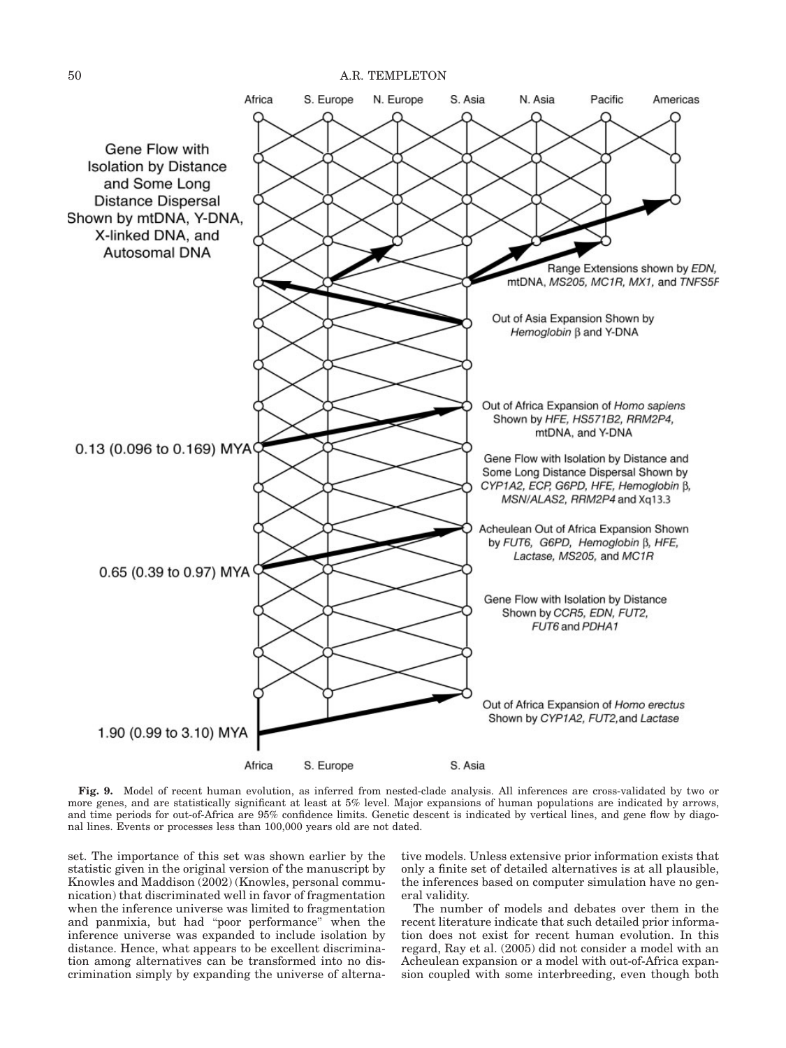**Fig. 9.** Model of recent human evolution, as inferred from nested-clade analysis. All inferences are cross-validated by two or more genes, and are statistically significant at least at 5% level. Major expansions of human populations are indicated by arrows, and time periods for out-of-Africa are 95% confidence limits. Genetic descent is indicated by vertical lines, and gene flow by diagonal lines. Events or processes less than 100,000 years old are not dated.

set. The importance of this set was shown earlier by the statistic given in the original version of the manuscript by Knowles and Maddison (2002) (Knowles, personal communication) that discriminated well in favor of fragmentation when the inference universe was limited to fragmentation and panmixia, but had "poor performance" when the inference universe was expanded to include isolation by distance. Hence, what appears to be excellent discrimination among alternatives can be transformed into no discrimination simply by expanding the universe of alternative models. Unless extensive prior information exists that only a finite set of detailed alternatives is at all plausible, the inferences based on computer simulation have no general validity.

The number of models and debates over them in the recent literature indicate that such detailed prior information does not exist for recent human evolution. In this regard, Ray et al. (2005) did not consider a model with an Acheulean expansion or a model with out-of-Africa expansion coupled with some interbreeding, even though both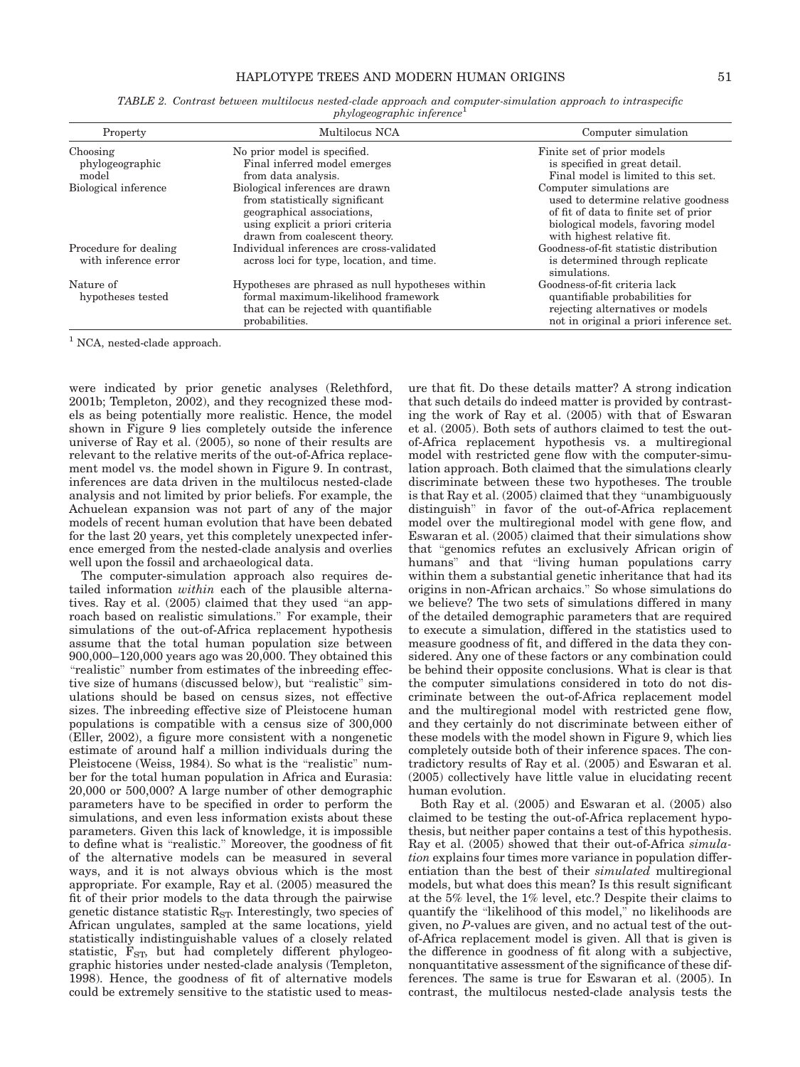*TABLE 2. Contrast between multilocus nested-clade approach and computer-simulation approach to intraspecific phylogeographic inference*[1]

| Property | Multilocus NCA | Computer simulation |
| --- | --- | --- |
| Choosing phylogeographic model | No prior model is specified. Final inferred model emerges from data analysis. | Finite set of prior models is specified in great detail. Final model is limited to this set. |
| Biological inference | Biological inferences are drawn from statistically significant geographical associations, using explicit a priori criteria drawn from coalescent theory. | Computer simulations are used to determine relative goodness of fit of data to finite set of prior biological models, favoring model with highest relative fit. |
| Procedure for dealing with inference error | Individual inferences are cross-validated across loci for type, location, and time. | Goodness-of-fit statistic distribution is determined through replicate simulations. |
| Nature of hypotheses tested | Hypotheses are phrased as null hypotheses within formal maximum-likelihood framework that can be rejected with quantifiable probabilities. | Goodness-of-fit criteria lack quantifiable probabilities for rejecting alternatives or models not in original a priori inference set. |

[1] NCA, nested-clade approach.

were indicated by prior genetic analyses (Relethford, 2001b; Templeton, 2002), and they recognized these models as being potentially more realistic. Hence, the model shown in Figure 9 lies completely outside the inference universe of Ray et al. (2005), so none of their results are relevant to the relative merits of the out-of-Africa replacement model vs. the model shown in Figure 9. In contrast, inferences are data driven in the multilocus nested-clade analysis and not limited by prior beliefs. For example, the Achuelean expansion was not part of any of the major models of recent human evolution that have been debated for the last 20 years, yet this completely unexpected inference emerged from the nested-clade analysis and overlies well upon the fossil and archaeological data.

The computer-simulation approach also requires detailed information *within* each of the plausible alternatives. Ray et al. (2005) claimed that they used "an approach based on realistic simulations." For example, their simulations of the out-of-Africa replacement hypothesis assume that the total human population size between 900,000–120,000 years ago was 20,000. They obtained this "realistic" number from estimates of the inbreeding effective size of humans (discussed below), but "realistic" simulations should be based on census sizes, not effective sizes. The inbreeding effective size of Pleistocene human populations is compatible with a census size of 300,000 (Eller, 2002), a figure more consistent with a nongenetic estimate of around half a million individuals during the Pleistocene (Weiss, 1984). So what is the "realistic" number for the total human population in Africa and Eurasia: 20,000 or 500,000? A large number of other demographic parameters have to be specified in order to perform the simulations, and even less information exists about these parameters. Given this lack of knowledge, it is impossible to define what is "realistic." Moreover, the goodness of fit of the alternative models can be measured in several ways, and it is not always obvious which is the most appropriate. For example, Ray et al. (2005) measured the fit of their prior models to the data through the pairwise genetic distance statistic $R_{ST}$. Interestingly, two species of African ungulates, sampled at the same locations, yield statistically indistinguishable values of a closely related statistic, $F_{ST}$, but had completely different phylogeographic histories under nested-clade analysis (Templeton, 1998). Hence, the goodness of fit of alternative models could be extremely sensitive to the statistic used to measure that fit. Do these details matter? A strong indication that such details do indeed matter is provided by contrasting the work of Ray et al. (2005) with that of Eswaran et al. (2005). Both sets of authors claimed to test the out-of-Africa replacement hypothesis vs. a multiregional model with restricted gene flow with the computer-simulation approach. Both claimed that the simulations clearly discriminate between these two hypotheses. The trouble is that Ray et al. (2005) claimed that they "unambiguously distinguish" in favor of the out-of-Africa replacement model over the multiregional model with gene flow, and Eswaran et al. (2005) claimed that their simulations show that "genomics refutes an exclusively African origin of humans" and that "living human populations carry within them a substantial genetic inheritance that had its origins in non-African archaics." So whose simulations do we believe? The two sets of simulations differed in many of the detailed demographic parameters that are required to execute a simulation, differed in the statistics used to measure goodness of fit, and differed in the data they considered. Any one of these factors or any combination could be behind their opposite conclusions. What is clear is that the computer simulations considered in toto do not discriminate between the out-of-Africa replacement model and the multiregional model with restricted gene flow, and they certainly do not discriminate between either of these models with the model shown in Figure 9, which lies completely outside both of their inference spaces. The contradictory results of Ray et al. (2005) and Eswaran et al. (2005) collectively have little value in elucidating recent human evolution.

Both Ray et al. (2005) and Eswaran et al. (2005) also claimed to be testing the out-of-Africa replacement hypothesis, but neither paper contains a test of this hypothesis. Ray et al. (2005) showed that their out-of-Africa *simulation* explains four times more variance in population differentiation than the best of their *simulated* multiregional models, but what does this mean? Is this result significant at the 5% level, the 1% level, etc.? Despite their claims to quantify the "likelihood of this model," no likelihoods are given, no *P*-values are given, and no actual test of the out-of-Africa replacement model is given. All that is given is the difference in goodness of fit along with a subjective, nonquantitative assessment of the significance of these differences. The same is true for Eswaran et al. (2005). In contrast, the multilocus nested-clade analysis tests the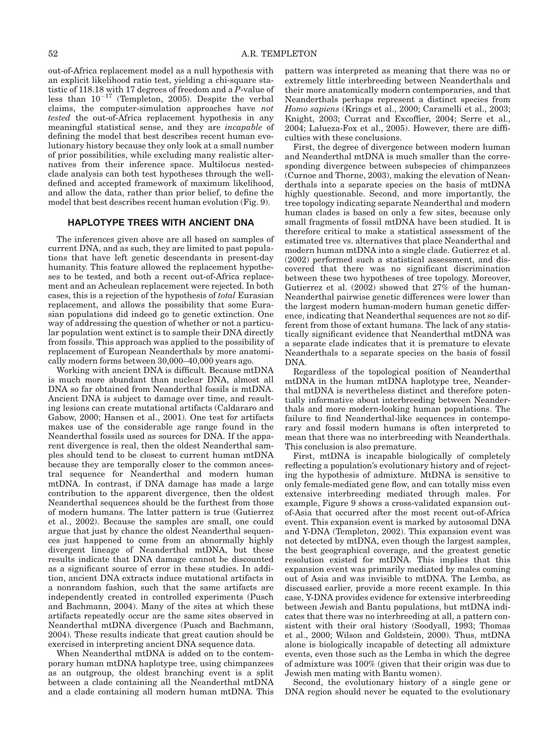out-of-Africa replacement model as a null hypothesis with an explicit likelihood ratio test, yielding a chi-square statistic of 118.18 with 17 degrees of freedom and a $P$-value of less than $10^{-17}$ (Templeton, 2005). Despite the verbal claims, the computer-simulation approaches have *not tested* the out-of-Africa replacement hypothesis in any meaningful statistical sense, and they are *incapable* of defining the model that best describes recent human evolutionary history because they only look at a small number of prior possibilities, while excluding many realistic alternatives from their inference space. Multilocus nested-clade analysis can both test hypotheses through the well-defined and accepted framework of maximum likelihood, and allow the data, rather than prior belief, to define the model that best describes recent human evolution (Fig. 9).

## HAPLOTYPE TREES WITH ANCIENT DNA

The inferences given above are all based on samples of current DNA, and as such, they are limited to past populations that have left genetic descendants in present-day humanity. This feature allowed the replacement hypotheses to be tested, and both a recent out-of-Africa replacement and an Acheulean replacement were rejected. In both cases, this is a rejection of the hypothesis of *total* Eurasian replacement, and allows the possibility that some Eurasian populations did indeed go to genetic extinction. One way of addressing the question of whether or not a particular population went extinct is to sample their DNA directly from fossils. This approach was applied to the possibility of replacement of European Neanderthals by more anatomically modern forms between 30,000–40,000 years ago.

Working with ancient DNA is difficult. Because mtDNA is much more abundant than nuclear DNA, almost all DNA so far obtained from Neanderthal fossils is mtDNA. Ancient DNA is subject to damage over time, and resulting lesions can create mutational artifacts (Caldararo and Gabow, 2000; Hansen et al., 2001). One test for artifacts makes use of the considerable age range found in the Neanderthal fossils used as sources for DNA. If the apparent divergence is real, then the oldest Neanderthal samples should tend to be closest to current human mtDNA because they are temporally closer to the common ancestral sequence for Neanderthal and modern human mtDNA. In contrast, if DNA damage has made a large contribution to the apparent divergence, then the oldest Neanderthal sequences should be the furthest from those of modern humans. The latter pattern is true (Gutierrez et al., 2002). Because the samples are small, one could argue that just by chance the oldest Neanderthal sequences just happened to come from an abnormally highly divergent lineage of Neanderthal mtDNA, but these results indicate that DNA damage cannot be discounted as a significant source of error in these studies. In addition, ancient DNA extracts induce mutational artifacts in a nonrandom fashion, such that the same artifacts are independently created in controlled experiments (Pusch and Bachmann, 2004). Many of the sites at which these artifacts repeatedly occur are the same sites observed in Neanderthal mtDNA divergence (Pusch and Bachmann, 2004). These results indicate that great caution should be exercised in interpreting ancient DNA sequence data.

When Neanderthal mtDNA is added on to the contemporary human mtDNA haplotype tree, using chimpanzees as an outgroup, the oldest branching event is a split between a clade containing all the Neanderthal mtDNA and a clade containing all modern human mtDNA. This pattern was interpreted as meaning that there was no or extremely little interbreeding between Neanderthals and their more anatomically modern contemporaries, and that Neanderthals perhaps represent a distinct species from *Homo sapiens* (Krings et al., 2000; Caramelli et al., 2003; Knight, 2003; Currat and Excoffier, 2004; Serre et al., 2004; Lalueza-Fox et al., 2005). However, there are difficulties with these conclusions.

First, the degree of divergence between modern human and Neanderthal mtDNA is much smaller than the corresponding divergence between subspecies of chimpanzees (Curnoe and Thorne, 2003), making the elevation of Neanderthals into a separate species on the basis of mtDNA highly questionable. Second, and more importantly, the tree topology indicating separate Neanderthal and modern human clades is based on only a few sites, because only small fragments of fossil mtDNA have been studied. It is therefore critical to make a statistical assessment of the estimated tree vs. alternatives that place Neanderthal and modern human mtDNA into a single clade. Gutierrez et al. (2002) performed such a statistical assessment, and discovered that there was no significant discrimination between these two hypotheses of tree topology. Moreover, Gutierrez et al. (2002) showed that 27% of the human-Neanderthal pairwise genetic differences were lower than the largest modern human-modern human genetic difference, indicating that Neanderthal sequences are not so different from those of extant humans. The lack of any statistically significant evidence that Neanderthal mtDNA was a separate clade indicates that it is premature to elevate Neanderthals to a separate species on the basis of fossil DNA.

Regardless of the topological position of Neanderthal mtDNA in the human mtDNA haplotype tree, Neanderthal mtDNA is nevertheless distinct and therefore potentially informative about interbreeding between Neanderthals and more modern-looking human populations. The failure to find Neanderthal-like sequences in contemporary and fossil modern humans is often interpreted to mean that there was no interbreeding with Neanderthals. This conclusion is also premature.

First, mtDNA is incapable biologically of completely reflecting a population's evolutionary history and of rejecting the hypothesis of admixture. MtDNA is sensitive to only female-mediated gene flow, and can totally miss even extensive interbreeding mediated through males. For example, Figure 9 shows a cross-validated expansion out-of-Asia that occurred after the most recent out-of-Africa event. This expansion event is marked by autosomal DNA and Y-DNA (Templeton, 2002). This expansion event was not detected by mtDNA, even though the largest samples, the best geographical coverage, and the greatest genetic resolution existed for mtDNA. This implies that this expansion event was primarily mediated by males coming out of Asia and was invisible to mtDNA. The Lemba, as discussed earlier, provide a more recent example. In this case, Y-DNA provides evidence for extensive interbreeding between Jewish and Bantu populations, but mtDNA indicates that there was no interbreeding at all, a pattern consistent with their oral history (Soodyall, 1993; Thomas et al., 2000; Wilson and Goldstein, 2000). Thus, mtDNA alone is biologically incapable of detecting all admixture events, even those such as the Lemba in which the degree of admixture was 100% (given that their origin was due to Jewish men mating with Bantu women).

Second, the evolutionary history of a single gene or DNA region should never be equated to the evolutionary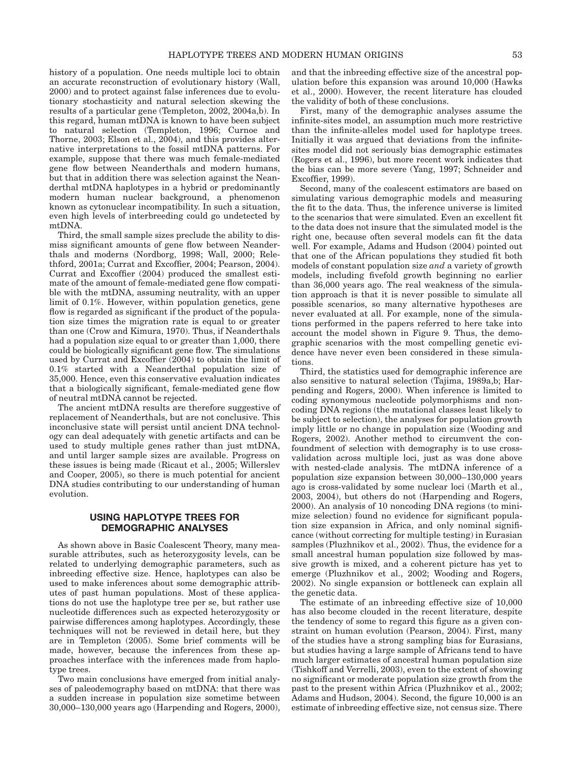history of a population. One needs multiple loci to obtain an accurate reconstruction of evolutionary history (Wall, 2000) and to protect against false inferences due to evolutionary stochasticity and natural selection skewing the results of a particular gene (Templeton, 2002, 2004a,b). In this regard, human mtDNA is known to have been subject to natural selection (Templeton, 1996; Curnoe and Thorne, 2003; Elson et al., 2004), and this provides alternative interpretations to the fossil mtDNA patterns. For example, suppose that there was much female-mediated gene flow between Neanderthals and modern humans, but that in addition there was selection against the Neanderthal mtDNA haplotypes in a hybrid or predominantly modern human nuclear background, a phenomenon known as cytonuclear incompatibility. In such a situation, even high levels of interbreeding could go undetected by mtDNA.

Third, the small sample sizes preclude the ability to dismiss significant amounts of gene flow between Neanderthals and moderns (Nordborg, 1998; Wall, 2000; Relethford, 2001a; Currat and Excoffier, 2004; Pearson, 2004). Currat and Excoffier (2004) produced the smallest estimate of the amount of female-mediated gene flow compatible with the mtDNA, assuming neutrality, with an upper limit of 0.1%. However, within population genetics, gene flow is regarded as significant if the product of the population size times the migration rate is equal to or greater than one (Crow and Kimura, 1970). Thus, if Neanderthals had a population size equal to or greater than 1,000, there could be biologically significant gene flow. The simulations used by Currat and Excoffier (2004) to obtain the limit of 0.1% started with a Neanderthal population size of 35,000. Hence, even this conservative evaluation indicates that a biologically significant, female-mediated gene flow of neutral mtDNA cannot be rejected.

The ancient mtDNA results are therefore suggestive of replacement of Neanderthals, but are not conclusive. This inconclusive state will persist until ancient DNA technology can deal adequately with genetic artifacts and can be used to study multiple genes rather than just mtDNA, and until larger sample sizes are available. Progress on these issues is being made (Ricaut et al., 2005; Willerslev and Cooper, 2005), so there is much potential for ancient DNA studies contributing to our understanding of human evolution.

## USING HAPLOTYPE TREES FOR DEMOGRAPHIC ANALYSES

As shown above in Basic Coalescent Theory, many measurable attributes, such as heterozygosity levels, can be related to underlying demographic parameters, such as inbreeding effective size. Hence, haplotypes can also be used to make inferences about some demographic attributes of past human populations. Most of these applications do not use the haplotype tree per se, but rather use nucleotide differences such as expected heterozygosity or pairwise differences among haplotypes. Accordingly, these techniques will not be reviewed in detail here, but they are in Templeton (2005). Some brief comments will be made, however, because the inferences from these approaches interface with the inferences made from haplotype trees.

Two main conclusions have emerged from initial analyses of paleodemography based on mtDNA: that there was a sudden increase in population size sometime between 30,000–130,000 years ago (Harpending and Rogers, 2000), and that the inbreeding effective size of the ancestral population before this expansion was around 10,000 (Hawks et al., 2000). However, the recent literature has clouded the validity of both of these conclusions.

First, many of the demographic analyses assume the infinite-sites model, an assumption much more restrictive than the infinite-alleles model used for haplotype trees. Initially it was argued that deviations from the infinite-sites model did not seriously bias demographic estimates (Rogers et al., 1996), but more recent work indicates that the bias can be more severe (Yang, 1997; Schneider and Excoffier, 1999).

Second, many of the coalescent estimators are based on simulating various demographic models and measuring the fit to the data. Thus, the inference universe is limited to the scenarios that were simulated. Even an excellent fit to the data does not insure that the simulated model is the right one, because often several models can fit the data well. For example, Adams and Hudson (2004) pointed out that one of the African populations they studied fit both models of constant population size *and* a variety of growth models, including fivefold growth beginning no earlier than 36,000 years ago. The real weakness of the simulation approach is that it is never possible to simulate all possible scenarios, so many alternative hypotheses are never evaluated at all. For example, none of the simulations performed in the papers referred to here take into account the model shown in Figure 9. Thus, the demographic scenarios with the most compelling genetic evidence have never even been considered in these simulations.

Third, the statistics used for demographic inference are also sensitive to natural selection (Tajima, 1989a,b; Harpending and Rogers, 2000). When inference is limited to coding synonymous nucleotide polymorphisms and noncoding DNA regions (the mutational classes least likely to be subject to selection), the analyses for population growth imply little or no change in population size (Wooding and Rogers, 2002). Another method to circumvent the confoundment of selection with demography is to use cross-validation across multiple loci, just as was done above with nested-clade analysis. The mtDNA inference of a population size expansion between 30,000–130,000 years ago is cross-validated by some nuclear loci (Marth et al., 2003, 2004), but others do not (Harpending and Rogers, 2000). An analysis of 10 noncoding DNA regions (to minimize selection) found no evidence for significant population size expansion in Africa, and only nominal significance (without correcting for multiple testing) in Eurasian samples (Pluzhnikov et al., 2002). Thus, the evidence for a small ancestral human population size followed by massive growth is mixed, and a coherent picture has yet to emerge (Pluzhnikov et al., 2002; Wooding and Rogers, 2002). No single expansion or bottleneck can explain all the genetic data.

The estimate of an inbreeding effective size of 10,000 has also become clouded in the recent literature, despite the tendency of some to regard this figure as a given constraint on human evolution (Pearson, 2004). First, many of the studies have a strong sampling bias for Eurasians, but studies having a large sample of Africans tend to have much larger estimates of ancestral human population size (Tishkoff and Verrelli, 2003), even to the extent of showing no significant or moderate population size growth from the past to the present within Africa (Pluzhnikov et al., 2002; Adams and Hudson, 2004). Second, the figure 10,000 is an estimate of inbreeding effective size, not census size. There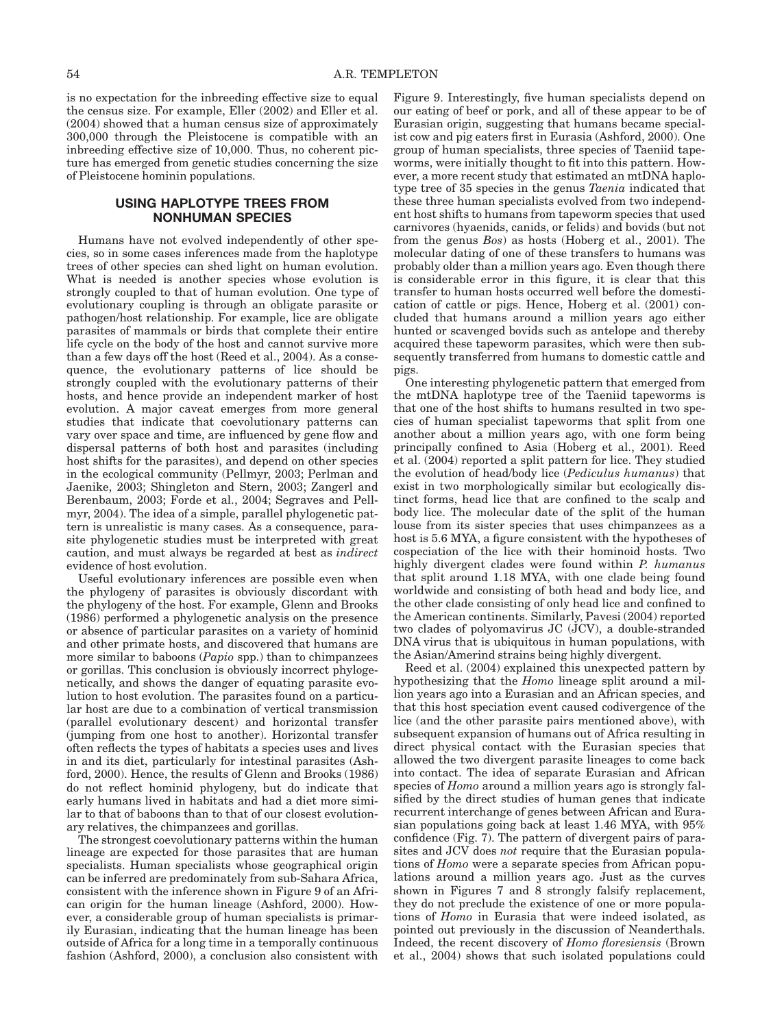is no expectation for the inbreeding effective size to equal the census size. For example, Eller (2002) and Eller et al. (2004) showed that a human census size of approximately 300,000 through the Pleistocene is compatible with an inbreeding effective size of 10,000. Thus, no coherent picture has emerged from genetic studies concerning the size of Pleistocene hominin populations.

## USING HAPLOTYPE TREES FROM NONHUMAN SPECIES

Humans have not evolved independently of other species, so in some cases inferences made from the haplotype trees of other species can shed light on human evolution. What is needed is another species whose evolution is strongly coupled to that of human evolution. One type of evolutionary coupling is through an obligate parasite or pathogen/host relationship. For example, lice are obligate parasites of mammals or birds that complete their entire life cycle on the body of the host and cannot survive more than a few days off the host (Reed et al., 2004). As a consequence, the evolutionary patterns of lice should be strongly coupled with the evolutionary patterns of their hosts, and hence provide an independent marker of host evolution. A major caveat emerges from more general studies that indicate that coevolutionary patterns can vary over space and time, are influenced by gene flow and dispersal patterns of both host and parasites (including host shifts for the parasites), and depend on other species in the ecological community (Pellmyr, 2003; Perlman and Jaenike, 2003; Shingleton and Stern, 2003; Zangerl and Berenbaum, 2003; Forde et al., 2004; Segraves and Pellmyr, 2004). The idea of a simple, parallel phylogenetic pattern is unrealistic is many cases. As a consequence, parasite phylogenetic studies must be interpreted with great caution, and must always be regarded at best as *indirect* evidence of host evolution.

Useful evolutionary inferences are possible even when the phylogeny of parasites is obviously discordant with the phylogeny of the host. For example, Glenn and Brooks (1986) performed a phylogenetic analysis on the presence or absence of particular parasites on a variety of hominid and other primate hosts, and discovered that humans are more similar to baboons (*Papio* spp.) than to chimpanzees or gorillas. This conclusion is obviously incorrect phylogenetically, and shows the danger of equating parasite evolution to host evolution. The parasites found on a particular host are due to a combination of vertical transmission (parallel evolutionary descent) and horizontal transfer (jumping from one host to another). Horizontal transfer often reflects the types of habitats a species uses and lives in and its diet, particularly for intestinal parasites (Ashford, 2000). Hence, the results of Glenn and Brooks (1986) do not reflect hominid phylogeny, but do indicate that early humans lived in habitats and had a diet more similar to that of baboons than to that of our closest evolutionary relatives, the chimpanzees and gorillas.

The strongest coevolutionary patterns within the human lineage are expected for those parasites that are human specialists. Human specialists whose geographical origin can be inferred are predominately from sub-Sahara Africa, consistent with the inference shown in Figure 9 of an African origin for the human lineage (Ashford, 2000). However, a considerable group of human specialists is primarily Eurasian, indicating that the human lineage has been outside of Africa for a long time in a temporally continuous fashion (Ashford, 2000), a conclusion also consistent with Figure 9. Interestingly, five human specialists depend on our eating of beef or pork, and all of these appear to be of Eurasian origin, suggesting that humans became specialist cow and pig eaters first in Eurasia (Ashford, 2000). One group of human specialists, three species of Taeniid tapeworms, were initially thought to fit into this pattern. However, a more recent study that estimated an mtDNA haplotype tree of 35 species in the genus *Taenia* indicated that these three human specialists evolved from two independent host shifts to humans from tapeworm species that used carnivores (hyaenids, canids, or felids) and bovids (but not from the genus *Bos*) as hosts (Hoberg et al., 2001). The molecular dating of one of these transfers to humans was probably older than a million years ago. Even though there is considerable error in this figure, it is clear that this transfer to human hosts occurred well before the domestication of cattle or pigs. Hence, Hoberg et al. (2001) concluded that humans around a million years ago either hunted or scavenged bovids such as antelope and thereby acquired these tapeworm parasites, which were then subsequently transferred from humans to domestic cattle and pigs.

One interesting phylogenetic pattern that emerged from the mtDNA haplotype tree of the Taeniid tapeworms is that one of the host shifts to humans resulted in two species of human specialist tapeworms that split from one another about a million years ago, with one form being principally confined to Asia (Hoberg et al., 2001). Reed et al. (2004) reported a split pattern for lice. They studied the evolution of head/body lice (*Pediculus humanus*) that exist in two morphologically similar but ecologically distinct forms, head lice that are confined to the scalp and body lice. The molecular date of the split of the human louse from its sister species that uses chimpanzees as a host is 5.6 MYA, a figure consistent with the hypotheses of cospeciation of the lice with their hominoid hosts. Two highly divergent clades were found within *P. humanus* that split around 1.18 MYA, with one clade being found worldwide and consisting of both head and body lice, and the other clade consisting of only head lice and confined to the American continents. Similarly, Pavesi (2004) reported two clades of polyomavirus JC (JCV), a double-stranded DNA virus that is ubiquitous in human populations, with the Asian/Amerind strains being highly divergent.

Reed et al. (2004) explained this unexpected pattern by hypothesizing that the *Homo* lineage split around a million years ago into a Eurasian and an African species, and that this host speciation event caused codivergence of the lice (and the other parasite pairs mentioned above), with subsequent expansion of humans out of Africa resulting in direct physical contact with the Eurasian species that allowed the two divergent parasite lineages to come back into contact. The idea of separate Eurasian and African species of *Homo* around a million years ago is strongly falsified by the direct studies of human genes that indicate recurrent interchange of genes between African and Eurasian populations going back at least 1.46 MYA, with 95% confidence (Fig. 7). The pattern of divergent pairs of parasites and JCV does *not* require that the Eurasian populations of *Homo* were a separate species from African populations around a million years ago. Just as the curves shown in Figures 7 and 8 strongly falsify replacement, they do not preclude the existence of one or more populations of *Homo* in Eurasia that were indeed isolated, as pointed out previously in the discussion of Neanderthals. Indeed, the recent discovery of *Homo floresiensis* (Brown et al., 2004) shows that such isolated populations could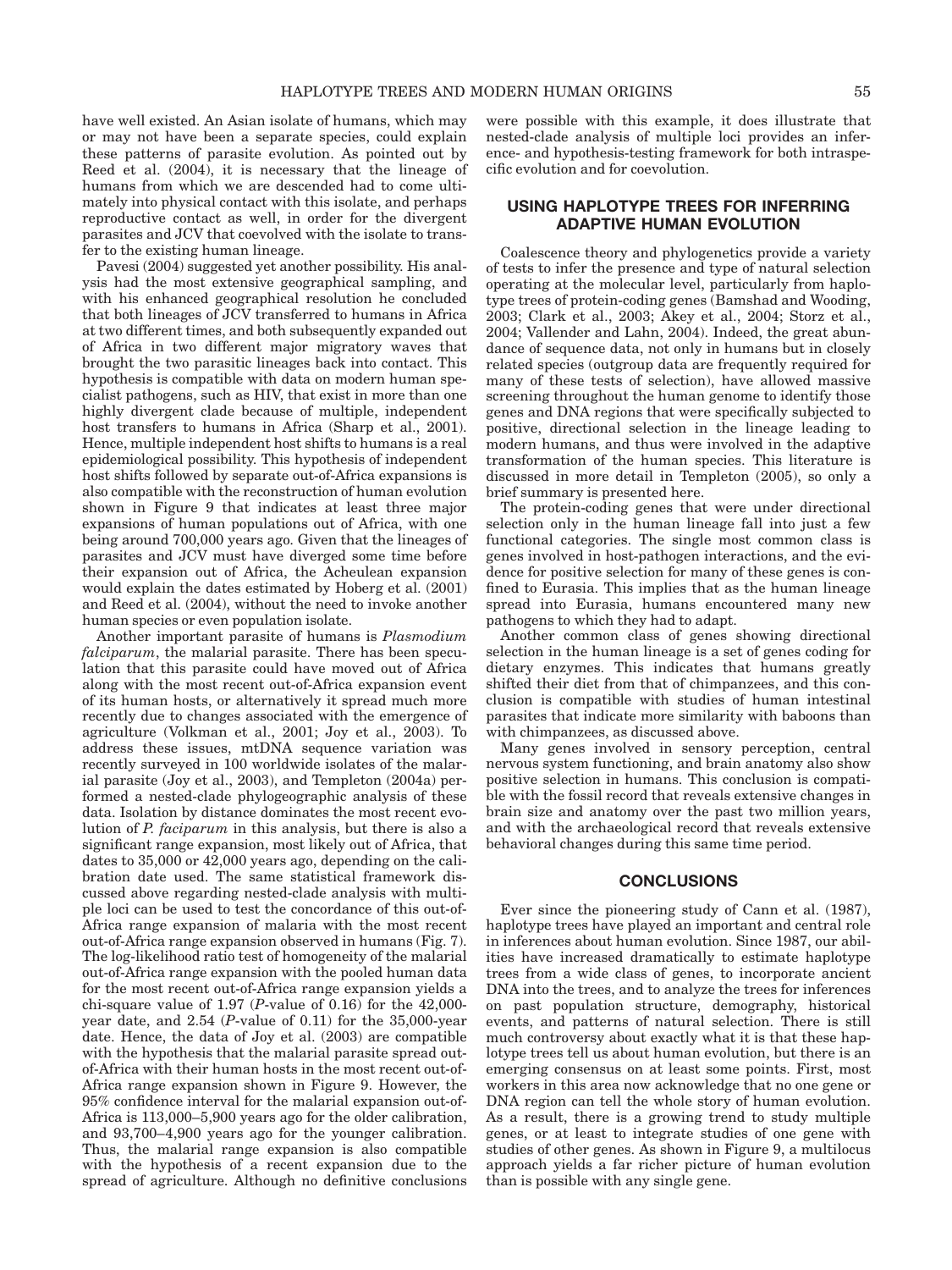have well existed. An Asian isolate of humans, which may or may not have been a separate species, could explain these patterns of parasite evolution. As pointed out by Reed et al. (2004), it is necessary that the lineage of humans from which we are descended had to come ultimately into physical contact with this isolate, and perhaps reproductive contact as well, in order for the divergent parasites and JCV that coevolved with the isolate to transfer to the existing human lineage.

Pavesi (2004) suggested yet another possibility. His analysis had the most extensive geographical sampling, and with his enhanced geographical resolution he concluded that both lineages of JCV transferred to humans in Africa at two different times, and both subsequently expanded out of Africa in two different major migratory waves that brought the two parasitic lineages back into contact. This hypothesis is compatible with data on modern human specialist pathogens, such as HIV, that exist in more than one highly divergent clade because of multiple, independent host transfers to humans in Africa (Sharp et al., 2001). Hence, multiple independent host shifts to humans is a real epidemiological possibility. This hypothesis of independent host shifts followed by separate out-of-Africa expansions is also compatible with the reconstruction of human evolution shown in Figure 9 that indicates at least three major expansions of human populations out of Africa, with one being around 700,000 years ago. Given that the lineages of parasites and JCV must have diverged some time before their expansion out of Africa, the Acheulean expansion would explain the dates estimated by Hoberg et al. (2001) and Reed et al. (2004), without the need to invoke another human species or even population isolate.

Another important parasite of humans is *Plasmodium falciparum*, the malarial parasite. There has been speculation that this parasite could have moved out of Africa along with the most recent out-of-Africa expansion event of its human hosts, or alternatively it spread much more recently due to changes associated with the emergence of agriculture (Volkman et al., 2001; Joy et al., 2003). To address these issues, mtDNA sequence variation was recently surveyed in 100 worldwide isolates of the malarial parasite (Joy et al., 2003), and Templeton (2004a) performed a nested-clade phylogeographic analysis of these data. Isolation by distance dominates the most recent evolution of *P. faciparum* in this analysis, but there is also a significant range expansion, most likely out of Africa, that dates to 35,000 or 42,000 years ago, depending on the calibration date used. The same statistical framework discussed above regarding nested-clade analysis with multiple loci can be used to test the concordance of this out-of-Africa range expansion of malaria with the most recent out-of-Africa range expansion observed in humans (Fig. 7). The log-likelihood ratio test of homogeneity of the malarial out-of-Africa range expansion with the pooled human data for the most recent out-of-Africa range expansion yields a chi-square value of 1.97 (*P*-value of 0.16) for the 42,000-year date, and 2.54 (*P*-value of 0.11) for the 35,000-year date. Hence, the data of Joy et al. (2003) are compatible with the hypothesis that the malarial parasite spread out-of-Africa with their human hosts in the most recent out-of-Africa range expansion shown in Figure 9. However, the 95% confidence interval for the malarial expansion out-of-Africa is 113,000–5,900 years ago for the older calibration, and 93,700–4,900 years ago for the younger calibration. Thus, the malarial range expansion is also compatible with the hypothesis of a recent expansion due to the spread of agriculture. Although no definitive conclusions were possible with this example, it does illustrate that nested-clade analysis of multiple loci provides an inference- and hypothesis-testing framework for both intraspecific evolution and for coevolution.

## USING HAPLOTYPE TREES FOR INFERRING ADAPTIVE HUMAN EVOLUTION

Coalescence theory and phylogenetics provide a variety of tests to infer the presence and type of natural selection operating at the molecular level, particularly from haplotype trees of protein-coding genes (Bamshad and Wooding, 2003; Clark et al., 2003; Akey et al., 2004; Storz et al., 2004; Vallender and Lahn, 2004). Indeed, the great abundance of sequence data, not only in humans but in closely related species (outgroup data are frequently required for many of these tests of selection), have allowed massive screening throughout the human genome to identify those genes and DNA regions that were specifically subjected to positive, directional selection in the lineage leading to modern humans, and thus were involved in the adaptive transformation of the human species. This literature is discussed in more detail in Templeton (2005), so only a brief summary is presented here.

The protein-coding genes that were under directional selection only in the human lineage fall into just a few functional categories. The single most common class is genes involved in host-pathogen interactions, and the evidence for positive selection for many of these genes is confined to Eurasia. This implies that as the human lineage spread into Eurasia, humans encountered many new pathogens to which they had to adapt.

Another common class of genes showing directional selection in the human lineage is a set of genes coding for dietary enzymes. This indicates that humans greatly shifted their diet from that of chimpanzees, and this conclusion is compatible with studies of human intestinal parasites that indicate more similarity with baboons than with chimpanzees, as discussed above.

Many genes involved in sensory perception, central nervous system functioning, and brain anatomy also show positive selection in humans. This conclusion is compatible with the fossil record that reveals extensive changes in brain size and anatomy over the past two million years, and with the archaeological record that reveals extensive behavioral changes during this same time period.

## CONCLUSIONS

Ever since the pioneering study of Cann et al. (1987), haplotype trees have played an important and central role in inferences about human evolution. Since 1987, our abilities have increased dramatically to estimate haplotype trees from a wide class of genes, to incorporate ancient DNA into the trees, and to analyze the trees for inferences on past population structure, demography, historical events, and patterns of natural selection. There is still much controversy about exactly what it is that these haplotype trees tell us about human evolution, but there is an emerging consensus on at least some points. First, most workers in this area now acknowledge that no one gene or DNA region can tell the whole story of human evolution. As a result, there is a growing trend to study multiple genes, or at least to integrate studies of one gene with studies of other genes. As shown in Figure 9, a multilocus approach yields a far richer picture of human evolution than is possible with any single gene.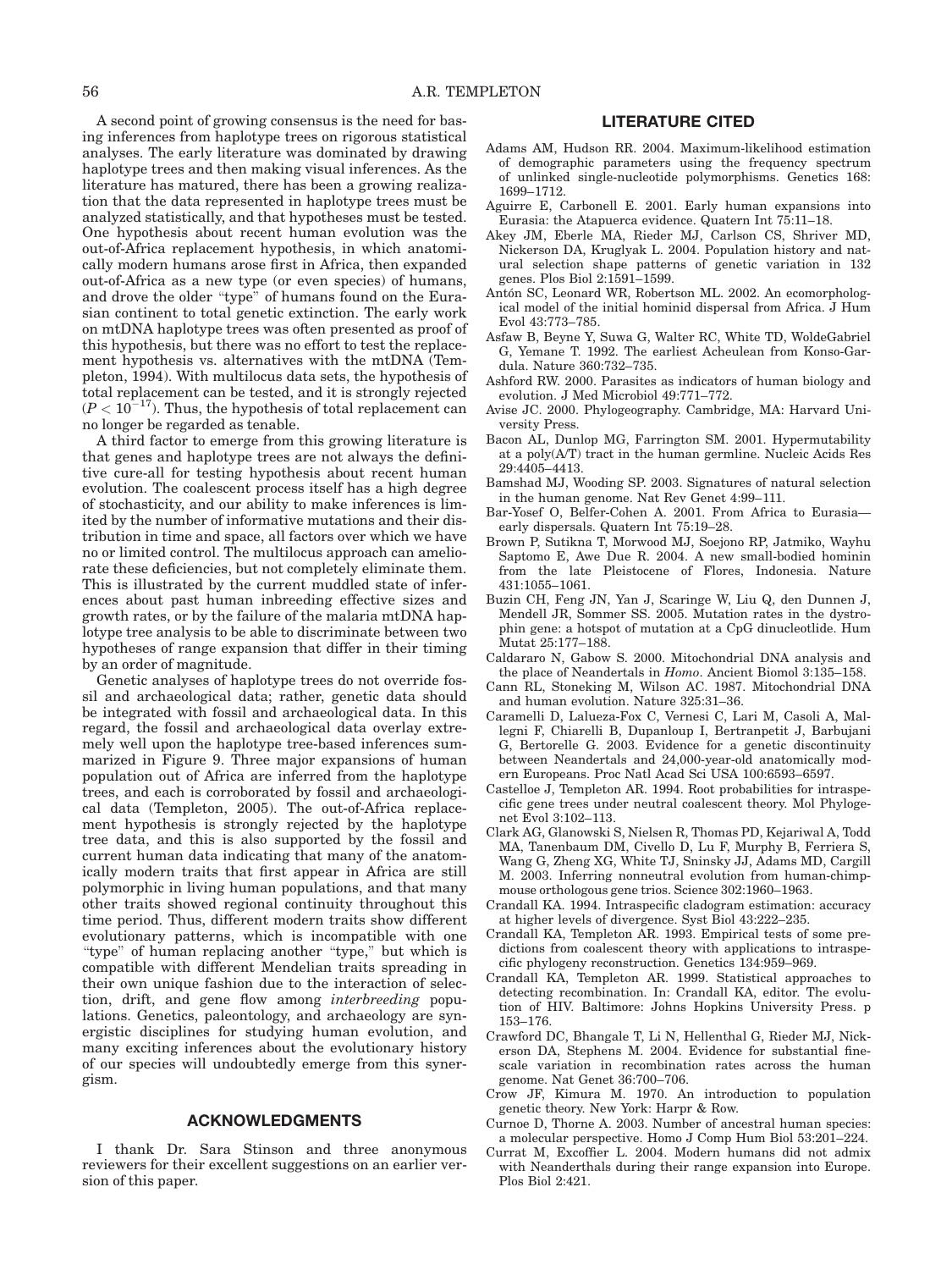A second point of growing consensus is the need for basing inferences from haplotype trees on rigorous statistical analyses. The early literature was dominated by drawing haplotype trees and then making visual inferences. As the literature has matured, there has been a growing realization that the data represented in haplotype trees must be analyzed statistically, and that hypotheses must be tested. One hypothesis about recent human evolution was the out-of-Africa replacement hypothesis, in which anatomically modern humans arose first in Africa, then expanded out-of-Africa as a new type (or even species) of humans, and drove the older "type" of humans found on the Eurasian continent to total genetic extinction. The early work on mtDNA haplotype trees was often presented as proof of this hypothesis, but there was no effort to test the replacement hypothesis vs. alternatives with the mtDNA (Templeton, 1994). With multilocus data sets, the hypothesis of total replacement can be tested, and it is strongly rejected ($P < 10^{-17}$). Thus, the hypothesis of total replacement can no longer be regarded as tenable.

A third factor to emerge from this growing literature is that genes and haplotype trees are not always the definitive cure-all for testing hypothesis about recent human evolution. The coalescent process itself has a high degree of stochasticity, and our ability to make inferences is limited by the number of informative mutations and their distribution in time and space, all factors over which we have no or limited control. The multilocus approach can ameliorate these deficiencies, but not completely eliminate them. This is illustrated by the current muddled state of inferences about past human inbreeding effective sizes and growth rates, or by the failure of the malaria mtDNA haplotype tree analysis to be able to discriminate between two hypotheses of range expansion that differ in their timing by an order of magnitude.

Genetic analyses of haplotype trees do not override fossil and archaeological data; rather, genetic data should be integrated with fossil and archaeological data. In this regard, the fossil and archaeological data overlay extremely well upon the haplotype tree-based inferences summarized in Figure 9. Three major expansions of human population out of Africa are inferred from the haplotype trees, and each is corroborated by fossil and archaeological data (Templeton, 2005). The out-of-Africa replacement hypothesis is strongly rejected by the haplotype tree data, and this is also supported by the fossil and current human data indicating that many of the anatomically modern traits that first appear in Africa are still polymorphic in living human populations, and that many other traits showed regional continuity throughout this time period. Thus, different modern traits show different evolutionary patterns, which is incompatible with one "type" of human replacing another "type," but which is compatible with different Mendelian traits spreading in their own unique fashion due to the interaction of selection, drift, and gene flow among *interbreeding* populations. Genetics, paleontology, and archaeology are synergistic disciplines for studying human evolution, and many exciting inferences about the evolutionary history of our species will undoubtedly emerge from this synergism.

## ACKNOWLEDGMENTS

I thank Dr. Sara Stinson and three anonymous reviewers for their excellent suggestions on an earlier version of this paper.

## LITERATURE CITED

Adams AM, Hudson RR. 2004. Maximum-likelihood estimation of demographic parameters using the frequency spectrum of unlinked single-nucleotide polymorphisms. Genetics 168: 1699–1712.

Aguirre E, Carbonell E. 2001. Early human expansions into Eurasia: the Atapuerca evidence. Quatern Int 75:11–18.

Akey JM, Eberle MA, Rieder MJ, Carlson CS, Shriver MD, Nickerson DA, Kruglyak L. 2004. Population history and natural selection shape patterns of genetic variation in 132 genes. Plos Biol 2:1591–1599.

Antón SC, Leonard WR, Robertson ML. 2002. An ecomorphological model of the initial hominid dispersal from Africa. J Hum Evol 43:773–785.

Asfaw B, Beyne Y, Suwa G, Walter RC, White TD, WoldeGabriel G, Yemane T. 1992. The earliest Acheulean from Konso-Gardula. Nature 360:732–735.

Ashford RW. 2000. Parasites as indicators of human biology and evolution. J Med Microbiol 49:771–772.

Avise JC. 2000. Phylogeography. Cambridge, MA: Harvard University Press.

Bacon AL, Dunlop MG, Farrington SM. 2001. Hypermutability at a poly(A/T) tract in the human germline. Nucleic Acids Res 29:4405–4413.

Bamshad MJ, Wooding SP. 2003. Signatures of natural selection in the human genome. Nat Rev Genet 4:99–111.

Bar-Yosef O, Belfer-Cohen A. 2001. From Africa to Eurasia—early dispersals. Quatern Int 75:19–28.

Brown P, Sutikna T, Morwood MJ, Soejono RP, Jatmiko, Wayhu Saptomo E, Awe Due R. 2004. A new small-bodied hominin from the late Pleistocene of Flores, Indonesia. Nature 431:1055–1061.

Buzin CH, Feng JN, Yan J, Scaringe W, Liu Q, den Dunnen J, Mendell JR, Sommer SS. 2005. Mutation rates in the dystrophin gene: a hotspot of mutation at a CpG dinucleotide. Hum Mutat 25:177–188.

Caldararo N, Gabow S. 2000. Mitochondrial DNA analysis and the place of Neandertals in *Homo*. Ancient Biomol 3:135–158.

Cann RL, Stoneking M, Wilson AC. 1987. Mitochondrial DNA and human evolution. Nature 325:31–36.

Caramelli D, Lalueza-Fox C, Vernesi C, Lari M, Casoli A, Mallegni F, Chiarelli B, Dupanloup I, Bertranpetit J, Barbujani G, Bertorelle G. 2003. Evidence for a genetic discontinuity between Neandertals and 24,000-year-old anatomically modern Europeans. Proc Natl Acad Sci USA 100:6593–6597.

Castelloe J, Templeton AR. 1994. Root probabilities for intraspecific gene trees under neutral coalescent theory. Mol Phylogenet Evol 3:102–113.

Clark AG, Glanowski S, Nielsen R, Thomas PD, Kejariwal A, Todd MA, Tanenbaum DM, Civello D, Lu F, Murphy B, Ferriera S, Wang G, Zheng XG, White TJ, Sninsky JJ, Adams MD, Cargill M. 2003. Inferring nonneutral evolution from human-chimp-mouse orthologous gene trios. Science 302:1960–1963.

Crandall KA. 1994. Intraspecific cladogram estimation: accuracy at higher levels of divergence. Syst Biol 43:222–235.

Crandall KA, Templeton AR. 1993. Empirical tests of some predictions from coalescent theory with applications to intraspecific phylogeny reconstruction. Genetics 134:959–969.

Crandall KA, Templeton AR. 1999. Statistical approaches to detecting recombination. In: Crandall KA, editor. The evolution of HIV. Baltimore: Johns Hopkins University Press. p 153–176.

Crawford DC, Bhangale T, Li N, Hellenthal G, Rieder MJ, Nickerson DA, Stephens M. 2004. Evidence for substantial fine-scale variation in recombination rates across the human genome. Nat Genet 36:700–706.

Crow JF, Kimura M. 1970. An introduction to population genetic theory. New York: Harpr & Row.

Curnoe D, Thorne A. 2003. Number of ancestral human species: a molecular perspective. Homo J Comp Hum Biol 53:201–224.

Currat M, Excoffier L. 2004. Modern humans did not admix with Neanderthals during their range expansion into Europe. Plos Biol 2:421.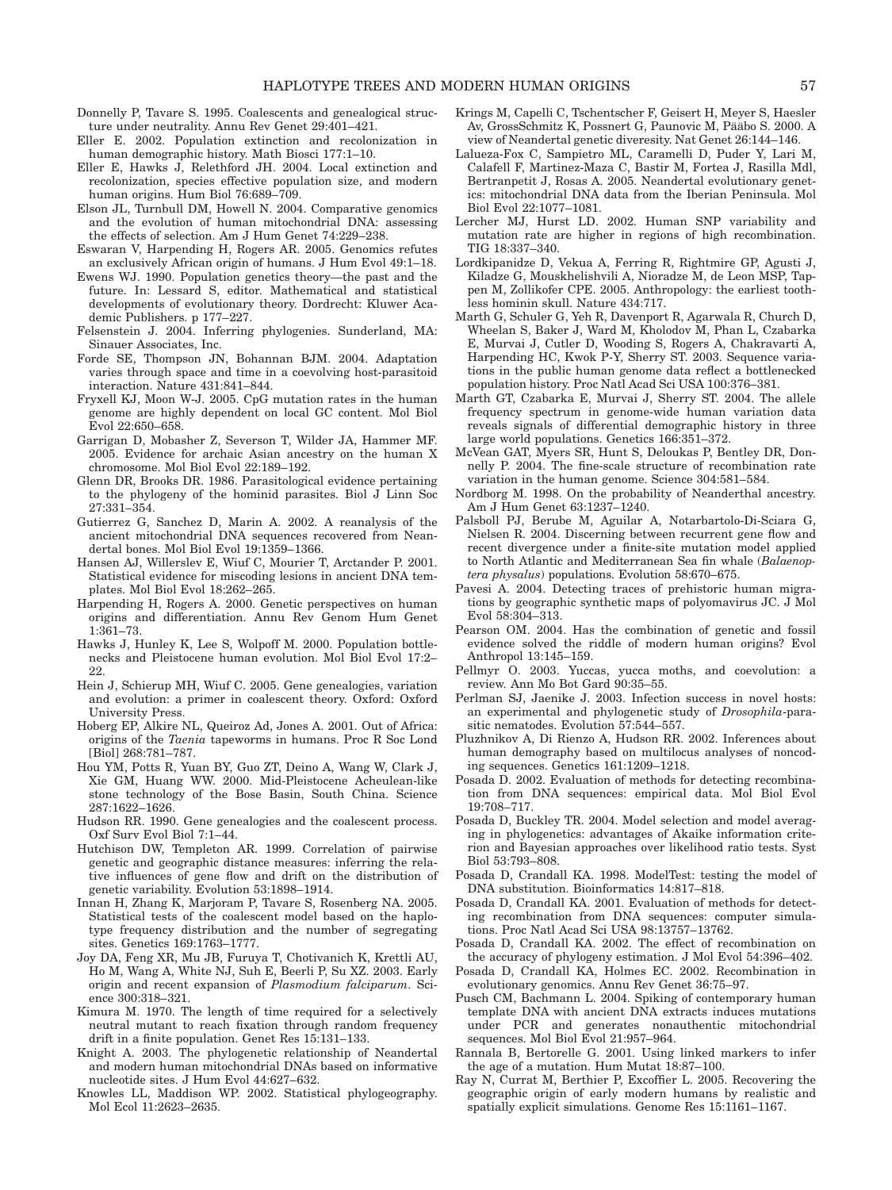Donnelly P, Tavare S. 1995. Coalescents and genealogical structure under neutrality. Annu Rev Genet 29:401–421.

Eller E. 2002. Population extinction and recolonization in human demographic history. Math Biosci 177:1–10.

Eller E, Hawks J, Relethford JH. 2004. Local extinction and recolonization, species effective population size, and modern human origins. Hum Biol 76:689–709.

Elson JL, Turnbull DM, Howell N. 2004. Comparative genomics and the evolution of human mitochondrial DNA: assessing the effects of selection. Am J Hum Genet 74:229–238.

Eswaran V, Harpending H, Rogers AR. 2005. Genomics refutes an exclusively African origin of humans. J Hum Evol 49:1–18.

Ewens WJ. 1990. Population genetics theory—the past and the future. In: Lessard S, editor. Mathematical and statistical developments of evolutionary theory. Dordrecht: Kluwer Academic Publishers. p 177–227.

Felsenstein J. 2004. Inferring phylogenies. Sunderland, MA: Sinauer Associates, Inc.

Forde SE, Thompson JN, Bohannan BJM. 2004. Adaptation varies through space and time in a coevolving host-parasitoid interaction. Nature 431:841–844.

Fryxell KJ, Moon W-J. 2005. CpG mutation rates in the human genome are highly dependent on local GC content. Mol Biol Evol 22:650–658.

Garrigan D, Mobasher Z, Severson T, Wilder JA, Hammer MF. 2005. Evidence for archaic Asian ancestry on the human X chromosome. Mol Biol Evol 22:189–192.

Glenn DR, Brooks DR. 1986. Parasitological evidence pertaining to the phylogeny of the hominid parasites. Biol J Linn Soc 27:331–354.

Gutierrez G, Sanchez D, Marin A. 2002. A reanalysis of the ancient mitochondrial DNA sequences recovered from Neandertal bones. Mol Biol Evol 19:1359–1366.

Hansen AJ, Willerslev E, Wiuf C, Mourier T, Arctander P. 2001. Statistical evidence for miscoding lesions in ancient DNA templates. Mol Biol Evol 18:262–265.

Harpending H, Rogers A. 2000. Genetic perspectives on human origins and differentiation. Annu Rev Genom Hum Genet 1:361–73.

Hawks J, Hunley K, Lee S, Wolpoff M. 2000. Population bottlenecks and Pleistocene human evolution. Mol Biol Evol 17:2–22.

Hein J, Schierup MH, Wiuf C. 2005. Gene genealogies, variation and evolution: a primer in coalescent theory. Oxford: Oxford University Press.

Hoberg EP, Alkire NL, Queiroz Ad, Jones A. 2001. Out of Africa: origins of the *Taenia* tapeworms in humans. Proc R Soc Lond [Biol] 268:781–787.

Hou YM, Potts R, Yuan BY, Guo ZT, Deino A, Wang W, Clark J, Xie GM, Huang WW. 2000. Mid-Pleistocene Acheulean-like stone technology of the Bose Basin, South China. Science 287:1622–1626.

Hudson RR. 1990. Gene genealogies and the coalescent process. Oxf Surv Evol Biol 7:1–44.

Hutchison DW, Templeton AR. 1999. Correlation of pairwise genetic and geographic distance measures: inferring the relative influences of gene flow and drift on the distribution of genetic variability. Evolution 53:1898–1914.

Innan H, Zhang K, Marjoram P, Tavare S, Rosenberg NA. 2005. Statistical tests of the coalescent model based on the haplotype frequency distribution and the number of segregating sites. Genetics 169:1763–1777.

Joy DA, Feng XR, Mu JB, Furuya T, Chotivanich K, Krettli AU, Ho M, Wang A, White NJ, Suh E, Beerli P, Su XZ. 2003. Early origin and recent expansion of *Plasmodium falciparum*. Science 300:318–321.

Kimura M. 1970. The length of time required for a selectively neutral mutant to reach fixation through random frequency drift in a finite population. Genet Res 15:131–133.

Knight A. 2003. The phylogenetic relationship of Neandertal and modern human mitochondrial DNAs based on informative nucleotide sites. J Hum Evol 44:627–632.

Knowles LL, Maddison WP. 2002. Statistical phylogeography. Mol Ecol 11:2623–2635.

Krings M, Capelli C, Tschentscher F, Geisert H, Meyer S, Haesler Av, GrossSchmitz K, Possnert G, Paunovic M, Pääbo S. 2000. A view of Neandertal genetic diveresity. Nat Genet 26:144–146.

Lalueza-Fox C, Sampietro ML, Caramelli D, Puder Y, Lari M, Calafell F, Martinez-Maza C, Bastir M, Fortea J, Rasilla Mdl, Bertranpetit J, Rosas A. 2005. Neandertal evolutionary genetics: mitochondrial DNA data from the Iberian Peninsula. Mol Biol Evol 22:1077–1081.

Lercher MJ, Hurst LD. 2002. Human SNP variability and mutation rate are higher in regions of high recombination. TIG 18:337–340.

Lordkipanidze D, Vekua A, Ferring R, Rightmire GP, Agusti J, Kiladze G, Mouskhelishvili A, Nioradze M, de Leon MSP, Tappen M, Zollikofer CPE. 2005. Anthropology: the earliest toothless hominin skull. Nature 434:717.

Marth G, Schuler G, Yeh R, Davenport R, Agarwala R, Church D, Wheelan S, Baker J, Ward M, Kholodov M, Phan L, Czabarka E, Murvai J, Cutler D, Wooding S, Rogers A, Chakravarti A, Harpending HC, Kwok P-Y, Sherry ST. 2003. Sequence variations in the public human genome data reflect a bottlenecked population history. Proc Natl Acad Sci USA 100:376–381.

Marth GT, Czabarka E, Murvai J, Sherry ST. 2004. The allele frequency spectrum in genome-wide human variation data reveals signals of differential demographic history in three large world populations. Genetics 166:351–372.

McVean GAT, Myers SR, Hunt S, Deloukas P, Bentley DR, Donnelly P. 2004. The fine-scale structure of recombination rate variation in the human genome. Science 304:581–584.

Nordborg M. 1998. On the probability of Neanderthal ancestry. Am J Hum Genet 63:1237–1240.

Palsboll PJ, Berube M, Aguilar A, Notarbartolo-Di-Sciara G, Nielsen R. 2004. Discerning between recurrent gene flow and recent divergence under a finite-site mutation model applied to North Atlantic and Mediterranean Sea fin whale (*Balaenoptera physalus*) populations. Evolution 58:670–675.

Pavesi A. 2004. Detecting traces of prehistoric human migrations by geographic synthetic maps of polyomavirus JC. J Mol Evol 58:304–313.

Pearson OM. 2004. Has the combination of genetic and fossil evidence solved the riddle of modern human origins? Evol Anthropol 13:145–159.

Pellmyr O. 2003. Yuccas, yucca moths, and coevolution: a review. Ann Mo Bot Gard 90:35–55.

Perlman SJ, Jaenike J. 2003. Infection success in novel hosts: an experimental and phylogenetic study of *Drosophila*-parasitic nematodes. Evolution 57:544–557.

Pluzhnikov A, Di Rienzo A, Hudson RR. 2002. Inferences about human demography based on multilocus analyses of noncoding sequences. Genetics 161:1209–1218.

Posada D. 2002. Evaluation of methods for detecting recombination from DNA sequences: empirical data. Mol Biol Evol 19:708–717.

Posada D, Buckley TR. 2004. Model selection and model averaging in phylogenetics: advantages of Akaike information criterion and Bayesian approaches over likelihood ratio tests. Syst Biol 53:793–808.

Posada D, Crandall KA. 1998. ModelTest: testing the model of DNA substitution. Bioinformatics 14:817–818.

Posada D, Crandall KA. 2001. Evaluation of methods for detecting recombination from DNA sequences: computer simulations. Proc Natl Acad Sci USA 98:13757–13762.

Posada D, Crandall KA. 2002. The effect of recombination on the accuracy of phylogeny estimation. J Mol Evol 54:396–402.

Posada D, Crandall KA, Holmes EC. 2002. Recombination in evolutionary genomics. Annu Rev Genet 36:75–97.

Pusch CM, Bachmann L. 2004. Spiking of contemporary human template DNA with ancient DNA extracts induces mutations under PCR and generates nonauthentic mitochondrial sequences. Mol Biol Evol 21:957–964.

Rannala B, Bertorelle G. 2001. Using linked markers to infer the age of a mutation. Hum Mutat 18:87–100.

Ray N, Currat M, Berthier P, Excoffier L. 2005. Recovering the geographic origin of early modern humans by realistic and spatially explicit simulations. Genome Res 15:1161–1167.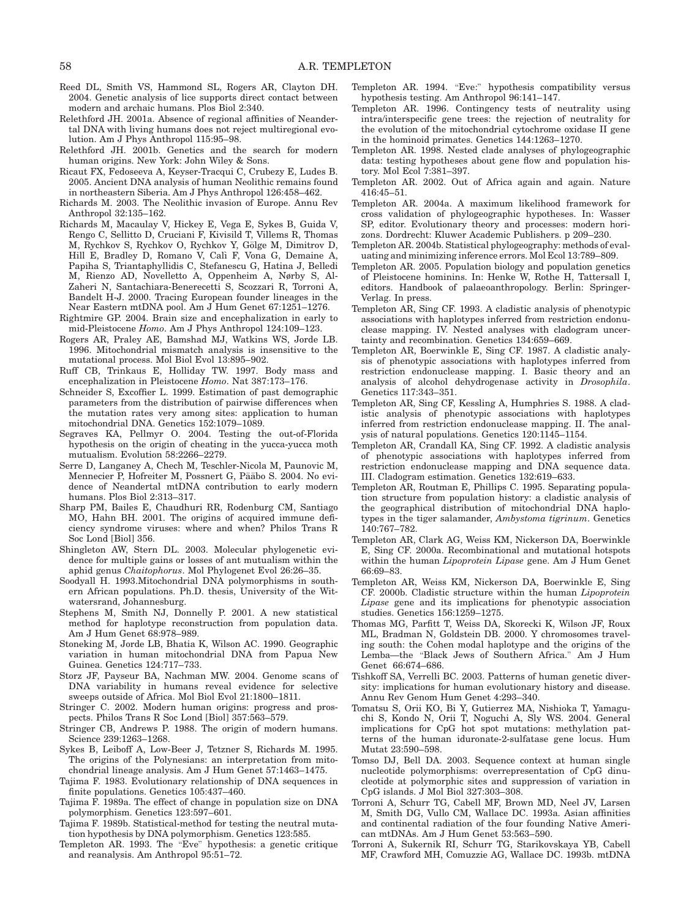Reed DL, Smith VS, Hammond SL, Rogers AR, Clayton DH. 2004. Genetic analysis of lice supports direct contact between modern and archaic humans. Plos Biol 2:340.

Relethford JH. 2001a. Absence of regional affinities of Neandertal DNA with living humans does not reject multiregional evolution. Am J Phys Anthropol 115:95–98.

Relethford JH. 2001b. Genetics and the search for modern human origins. New York: John Wiley & Sons.

Ricaut FX, Fedoseeva A, Keyser-Tracqui C, Crubezy E, Ludes B. 2005. Ancient DNA analysis of human Neolithic remains found in northeastern Siberia. Am J Phys Anthropol 126:458–462.

Richards M. 2003. The Neolithic invasion of Europe. Annu Rev Anthropol 32:135–162.

Richards M, Macaulay V, Hickey E, Vega E, Sykes B, Guida V, Rengo C, Sellitto D, Cruciani F, Kivisild T, Villems R, Thomas M, Rychkov S, Rychkov O, Rychkov Y, Gölge M, Dimitrov D, Hill E, Bradley D, Romano V, Calì F, Vona G, Demaine A, Papiha S, Triantaphyllidis C, Stefanescu G, Hatina J, Belledi M, Rienzo AD, Novelletto A, Oppenheim A, Nørby S, Al-Zaheri N, Santachiara-Benerecetti S, Scozzari R, Torroni A, Bandelt H-J. 2000. Tracing European founder lineages in the Near Eastern mtDNA pool. Am J Hum Genet 67:1251–1276.

Rightmire GP. 2004. Brain size and encephalization in early to mid-Pleistocene *Homo*. Am J Phys Anthropol 124:109–123.

Rogers AR, Praley AE, Bamshad MJ, Watkins WS, Jorde LB. 1996. Mitochondrial mismatch analysis is insensitive to the mutational process. Mol Biol Evol 13:895–902.

Ruff CB, Trinkaus E, Holliday TW. 1997. Body mass and encephalization in Pleistocene *Homo*. Nat 387:173–176.

Schneider S, Excoffier L. 1999. Estimation of past demographic parameters from the distribution of pairwise differences when the mutation rates very among sites: application to human mitochondrial DNA. Genetics 152:1079–1089.

Segraves KA, Pellmyr O. 2004. Testing the out-of-Florida hypothesis on the origin of cheating in the yucca-yucca moth mutualism. Evolution 58:2266–2279.

Serre D, Langaney A, Chech M, Teschler-Nicola M, Paunovic M, Mennecier P, Hofreiter M, Possnert G, Pääbo S. 2004. No evidence of Neandertal mtDNA contribution to early modern humans. Plos Biol 2:313–317.

Sharp PM, Bailes E, Chaudhuri RR, Rodenburg CM, Santiago MO, Hahn BH. 2001. The origins of acquired immune deficiency syndrome viruses: where and when? Philos Trans R Soc Lond [Biol] 356.

Shingleton AW, Stern DL. 2003. Molecular phylogenetic evidence for multiple gains or losses of ant mutualism within the aphid genus *Chaitophorus*. Mol Phylogenet Evol 26:26–35.

Soodyall H. 1993.Mitochondrial DNA polymorphisms in southern African populations. Ph.D. thesis, University of the Witwatersrand, Johannesburg.

Stephens M, Smith NJ, Donnelly P. 2001. A new statistical method for haplotype reconstruction from population data. Am J Hum Genet 68:978–989.

Stoneking M, Jorde LB, Bhatia K, Wilson AC. 1990. Geographic variation in human mitochondrial DNA from Papua New Guinea. Genetics 124:717–733.

Storz JF, Payseur BA, Nachman MW. 2004. Genome scans of DNA variability in humans reveal evidence for selective sweeps outside of Africa. Mol Biol Evol 21:1800–1811.

Stringer C. 2002. Modern human origins: progress and prospects. Philos Trans R Soc Lond [Biol] 357:563–579.

Stringer CB, Andrews P. 1988. The origin of modern humans. Science 239:1263–1268.

Sykes B, Leiboff A, Low-Beer J, Tetzner S, Richards M. 1995. The origins of the Polynesians: an interpretation from mitochondrial lineage analysis. Am J Hum Genet 57:1463–1475.

Tajima F. 1983. Evolutionary relationship of DNA sequences in finite populations. Genetics 105:437–460.

Tajima F. 1989a. The effect of change in population size on DNA polymorphism. Genetics 123:597–601.

Tajima F. 1989b. Statistical-method for testing the neutral mutation hypothesis by DNA polymorphism. Genetics 123:585.

Templeton AR. 1993. The "Eve" hypothesis: a genetic critique and reanalysis. Am Anthropol 95:51–72.

Templeton AR. 1994. "Eve:" hypothesis compatibility versus hypothesis testing. Am Anthropol 96:141–147.

Templeton AR. 1996. Contingency tests of neutrality using intra/interspecific gene trees: the rejection of neutrality for the evolution of the mitochondrial cytochrome oxidase II gene in the hominoid primates. Genetics 144:1263–1270.

Templeton AR. 1998. Nested clade analyses of phylogeographic data: testing hypotheses about gene flow and population history. Mol Ecol 7:381–397.

Templeton AR. 2002. Out of Africa again and again. Nature 416:45–51.

Templeton AR. 2004a. A maximum likelihood framework for cross validation of phylogeographic hypotheses. In: Wasser SP, editor. Evolutionary theory and processes: modern horizons. Dordrecht: Kluwer Academic Publishers. p 209–230.

Templeton AR. 2004b. Statistical phylogeography: methods of evaluating and minimizing inference errors. Mol Ecol 13:789–809.

Templeton AR. 2005. Population biology and population genetics of Pleistocene hominins. In: Henke W, Rothe H, Tattersall I, editors. Handbook of palaeoanthropology. Berlin: Springer-Verlag. In press.

Templeton AR, Sing CF. 1993. A cladistic analysis of phenotypic associations with haplotypes inferred from restriction endonuclease mapping. IV. Nested analyses with cladogram uncertainty and recombination. Genetics 134:659–669.

Templeton AR, Boerwinkle E, Sing CF. 1987. A cladistic analysis of phenotypic associations with haplotypes inferred from restriction endonuclease mapping. I. Basic theory and an analysis of alcohol dehydrogenase activity in *Drosophila*. Genetics 117:343–351.

Templeton AR, Sing CF, Kessling A, Humphries S. 1988. A cladistic analysis of phenotypic associations with haplotypes inferred from restriction endonuclease mapping. II. The analysis of natural populations. Genetics 120:1145–1154.

Templeton AR, Crandall KA, Sing CF. 1992. A cladistic analysis of phenotypic associations with haplotypes inferred from restriction endonuclease mapping and DNA sequence data. III. Cladogram estimation. Genetics 132:619–633.

Templeton AR, Routman E, Phillips C. 1995. Separating population structure from population history: a cladistic analysis of the geographical distribution of mitochondrial DNA haplotypes in the tiger salamander, *Ambystoma tigrinum*. Genetics 140:767–782.

Templeton AR, Clark AG, Weiss KM, Nickerson DA, Boerwinkle E, Sing CF. 2000a. Recombinational and mutational hotspots within the human *Lipoprotein Lipase* gene. Am J Hum Genet 66:69–83.

Templeton AR, Weiss KM, Nickerson DA, Boerwinkle E, Sing CF. 2000b. Cladistic structure within the human *Lipoprotein Lipase* gene and its implications for phenotypic association studies. Genetics 156:1259–1275.

Thomas MG, Parfitt T, Weiss DA, Skorecki K, Wilson JF, Roux ML, Bradman N, Goldstein DB. 2000. Y chromosomes traveling south: the Cohen modal haplotype and the origins of the Lemba—the "Black Jews of Southern Africa." Am J Hum Genet 66:674–686.

Tishkoff SA, Verrelli BC. 2003. Patterns of human genetic diversity: implications for human evolutionary history and disease. Annu Rev Genom Hum Genet 4:293–340.

Tomatsu S, Orii KO, Bi Y, Gutierrez MA, Nishioka T, Yamaguchi S, Kondo N, Orii T, Noguchi A, Sly WS. 2004. General implications for CpG hot spot mutations: methylation patterns of the human iduronate-2-sulfatase gene locus. Hum Mutat 23:590–598.

Tomso DJ, Bell DA. 2003. Sequence context at human single nucleotide polymorphisms: overrepresentation of CpG dinucleotide at polymorphic sites and suppression of variation in CpG islands. J Mol Biol 327:303–308.

Torroni A, Schurr TG, Cabell MF, Brown MD, Neel JV, Larsen M, Smith DG, Vullo CM, Wallace DC. 1993a. Asian affinities and continental radiation of the four founding Native American mtDNAs. Am J Hum Genet 53:563–590.

Torroni A, Sukernik RI, Schurr TG, Starikovskaya YB, Cabell MF, Crawford MH, Comuzzie AG, Wallace DC. 1993b. mtDNA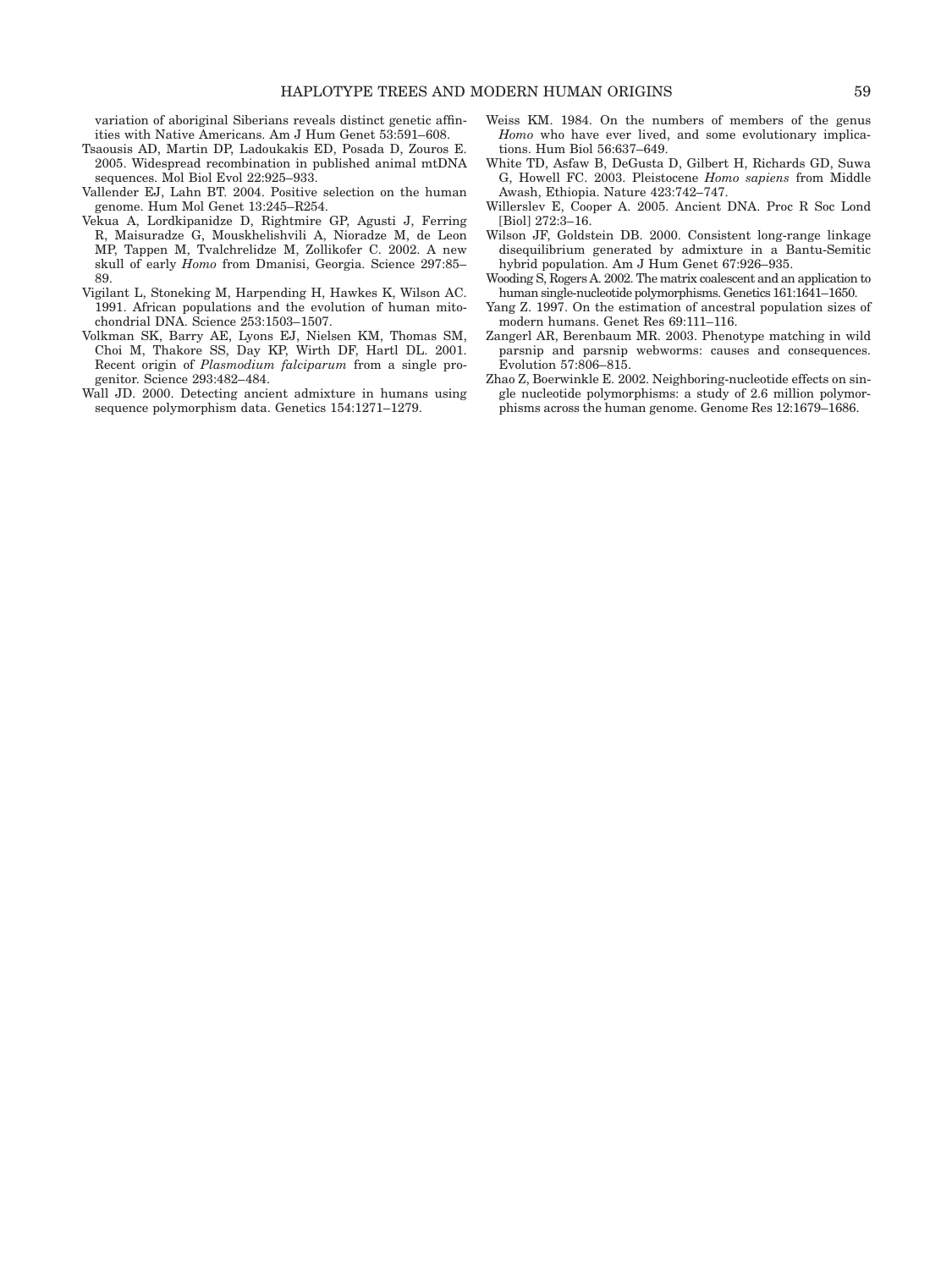variation of aboriginal Siberians reveals distinct genetic affinities with Native Americans. Am J Hum Genet 53:591–608.

Tsaousis AD, Martin DP, Ladoukakis ED, Posada D, Zouros E. 2005. Widespread recombination in published animal mtDNA sequences. Mol Biol Evol 22:925–933.

Vallender EJ, Lahn BT. 2004. Positive selection on the human genome. Hum Mol Genet 13:245–R254.

Vekua A, Lordkipanidze D, Rightmire GP, Agusti J, Ferring R, Maisuradze G, Mouskhelishvili A, Nioradze M, de Leon MP, Tappen M, Tvalchrelidze M, Zollikofer C. 2002. A new skull of early *Homo* from Dmanisi, Georgia. Science 297:85–89.

Vigilant L, Stoneking M, Harpending H, Hawkes K, Wilson AC. 1991. African populations and the evolution of human mitochondrial DNA. Science 253:1503–1507.

Volkman SK, Barry AE, Lyons EJ, Nielsen KM, Thomas SM, Choi M, Thakore SS, Day KP, Wirth DF, Hartl DL. 2001. Recent origin of *Plasmodium falciparum* from a single progenitor. Science 293:482–484.

Wall JD. 2000. Detecting ancient admixture in humans using sequence polymorphism data. Genetics 154:1271–1279.

Weiss KM. 1984. On the numbers of members of the genus *Homo* who have ever lived, and some evolutionary implications. Hum Biol 56:637–649.

White TD, Asfaw B, DeGusta D, Gilbert H, Richards GD, Suwa G, Howell FC. 2003. Pleistocene *Homo sapiens* from Middle Awash, Ethiopia. Nature 423:742–747.

Willerslev E, Cooper A. 2005. Ancient DNA. Proc R Soc Lond [Biol] 272:3–16.

Wilson JF, Goldstein DB. 2000. Consistent long-range linkage disequilibrium generated by admixture in a Bantu-Semitic hybrid population. Am J Hum Genet 67:926–935.

Wooding S, Rogers A. 2002. The matrix coalescent and an application to human single-nucleotide polymorphisms. Genetics 161:1641–1650.

Yang Z. 1997. On the estimation of ancestral population sizes of modern humans. Genet Res 69:111–116.

Zangerl AR, Berenbaum MR. 2003. Phenotype matching in wild parsnip and parsnip webworms: causes and consequences. Evolution 57:806–815.

Zhao Z, Boerwinkle E. 2002. Neighboring-nucleotide effects on single nucleotide polymorphisms: a study of 2.6 million polymorphisms across the human genome. Genome Res 12:1679–1686.